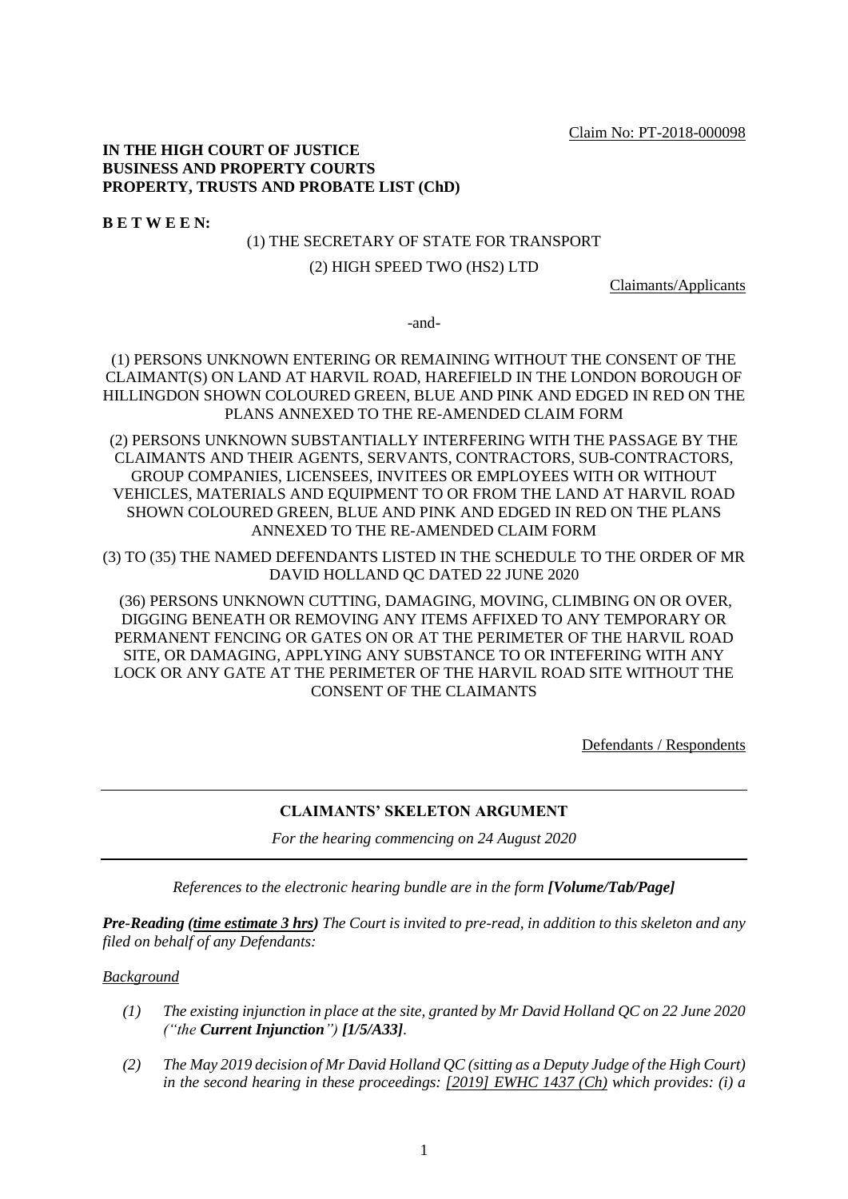Claim No: PT-2018-000098

**IN THE HIGH COURT OF JUSTICE**
**BUSINESS AND PROPERTY COURTS**
**PROPERTY, TRUSTS AND PROBATE LIST (ChD)**

**B E T W E E N:**

(1) THE SECRETARY OF STATE FOR TRANSPORT

(2) HIGH SPEED TWO (HS2) LTD

Claimants/Applicants

-and-

(1) PERSONS UNKNOWN ENTERING OR REMAINING WITHOUT THE CONSENT OF THE CLAIMANT(S) ON LAND AT HARVIL ROAD, HAREFIELD IN THE LONDON BOROUGH OF HILLINGDON SHOWN COLOURED GREEN, BLUE AND PINK AND EDGED IN RED ON THE PLANS ANNEXED TO THE RE-AMENDED CLAIM FORM

(2) PERSONS UNKNOWN SUBSTANTIALLY INTERFERING WITH THE PASSAGE BY THE CLAIMANTS AND THEIR AGENTS, SERVANTS, CONTRACTORS, SUB-CONTRACTORS, GROUP COMPANIES, LICENSEES, INVITEES OR EMPLOYEES WITH OR WITHOUT VEHICLES, MATERIALS AND EQUIPMENT TO OR FROM THE LAND AT HARVIL ROAD SHOWN COLOURED GREEN, BLUE AND PINK AND EDGED IN RED ON THE PLANS ANNEXED TO THE RE-AMENDED CLAIM FORM

(3) TO (35) THE NAMED DEFENDANTS LISTED IN THE SCHEDULE TO THE ORDER OF MR DAVID HOLLAND QC DATED 22 JUNE 2020

(36) PERSONS UNKNOWN CUTTING, DAMAGING, MOVING, CLIMBING ON OR OVER, DIGGING BENEATH OR REMOVING ANY ITEMS AFFIXED TO ANY TEMPORARY OR PERMANENT FENCING OR GATES ON OR AT THE PERIMETER OF THE HARVIL ROAD SITE, OR DAMAGING, APPLYING ANY SUBSTANCE TO OR INTEFERING WITH ANY LOCK OR ANY GATE AT THE PERIMETER OF THE HARVIL ROAD SITE WITHOUT THE CONSENT OF THE CLAIMANTS

Defendants / Respondents

---

**CLAIMANTS' SKELETON ARGUMENT**

*For the hearing commencing on 24 August 2020*

---

*References to the electronic hearing bundle are in the form **[Volume/Tab/Page]***

***Pre-Reading (time estimate 3 hrs)** The Court is invited to pre-read, in addition to this skeleton and any filed on behalf of any Defendants:*

*Background*

*(1) The existing injunction in place at the site, granted by Mr David Holland QC on 22 June 2020 ("the **Current Injunction**") **[1/5/A33]**.*

*(2) The May 2019 decision of Mr David Holland QC (sitting as a Deputy Judge of the High Court) in the second hearing in these proceedings: [2019] EWHC 1437 (Ch) which provides: (i) a*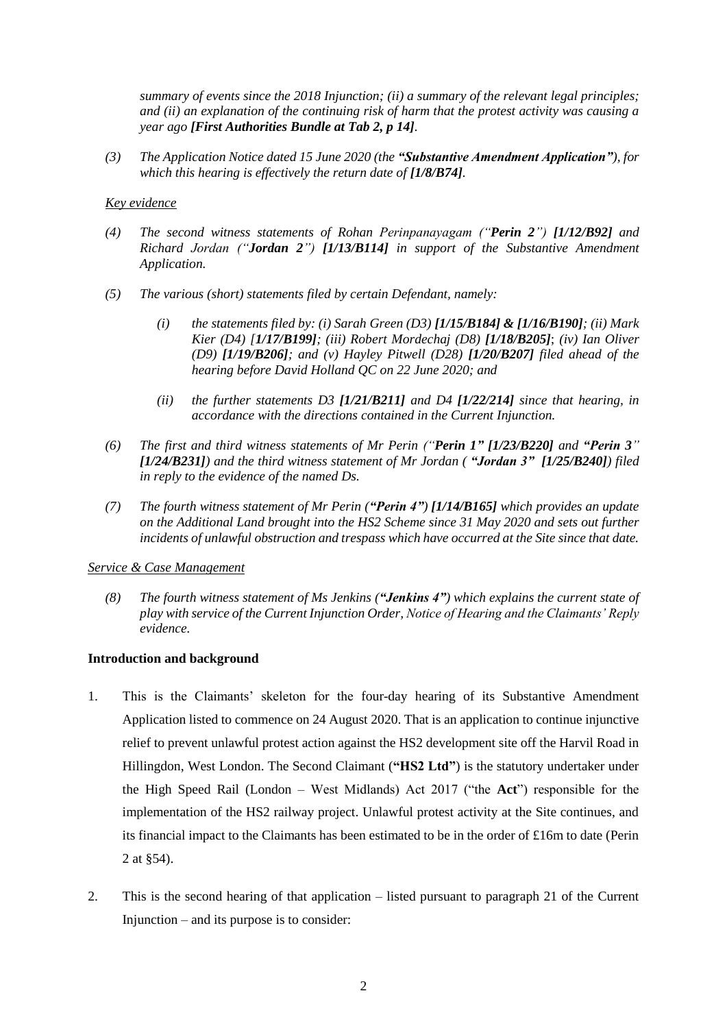*summary of events since the 2018 Injunction; (ii) a summary of the relevant legal principles; and (ii) an explanation of the continuing risk of harm that the protest activity was causing a year ago* ***[First Authorities Bundle at Tab 2, p 14]****.*

*(3) The Application Notice dated 15 June 2020 (the* ***"Substantive Amendment Application"****), for which this hearing is effectively the return date of* ***[1/8/B74]****.*

*Key evidence*

*(4) The second witness statements of Rohan Perinpanayagam ("****Perin 2****")* ***[1/12/B92]*** *and Richard Jordan ("****Jordan 2****")* ***[1/13/B114]*** *in support of the Substantive Amendment Application.*

*(5) The various (short) statements filed by certain Defendant, namely:*

*(i) the statements filed by: (i) Sarah Green (D3)* ***[1/15/B184] & [1/16/B190]****; (ii) Mark Kier (D4) [****1/17/B199]****; (iii) Robert Mordechaj (D8)* ***[1/18/B205]****; (iv) Ian Oliver (D9)* ***[1/19/B206]****; and (v) Hayley Pitwell (D28)* ***[1/20/B207]*** *filed ahead of the hearing before David Holland QC on 22 June 2020; and*

*(ii) the further statements D3* ***[1/21/B211]*** *and D4* ***[1/22/214]*** *since that hearing, in accordance with the directions contained in the Current Injunction.*

*(6) The first and third witness statements of Mr Perin ("****Perin 1" [1/23/B220]*** *and* ***"Perin 3****"* ***[1/24/B231]****) and the third witness statement of Mr Jordan (* ***"Jordan 3" [1/25/B240]****) filed in reply to the evidence of the named Ds.*

*(7) The fourth witness statement of Mr Perin (****"Perin 4") [1/14/B165]*** *which provides an update on the Additional Land brought into the HS2 Scheme since 31 May 2020 and sets out further incidents of unlawful obstruction and trespass which have occurred at the Site since that date.*

*Service & Case Management*

*(8) The fourth witness statement of Ms Jenkins (****"Jenkins 4"****) which explains the current state of play with service of the Current Injunction Order, Notice of Hearing and the Claimants' Reply evidence.*

**Introduction and background**

1. This is the Claimants' skeleton for the four-day hearing of its Substantive Amendment Application listed to commence on 24 August 2020. That is an application to continue injunctive relief to prevent unlawful protest action against the HS2 development site off the Harvil Road in Hillingdon, West London. The Second Claimant (**"HS2 Ltd"**) is the statutory undertaker under the High Speed Rail (London – West Midlands) Act 2017 ("the **Act**") responsible for the implementation of the HS2 railway project. Unlawful protest activity at the Site continues, and its financial impact to the Claimants has been estimated to be in the order of £16m to date (Perin 2 at §54).

2. This is the second hearing of that application – listed pursuant to paragraph 21 of the Current Injunction – and its purpose is to consider: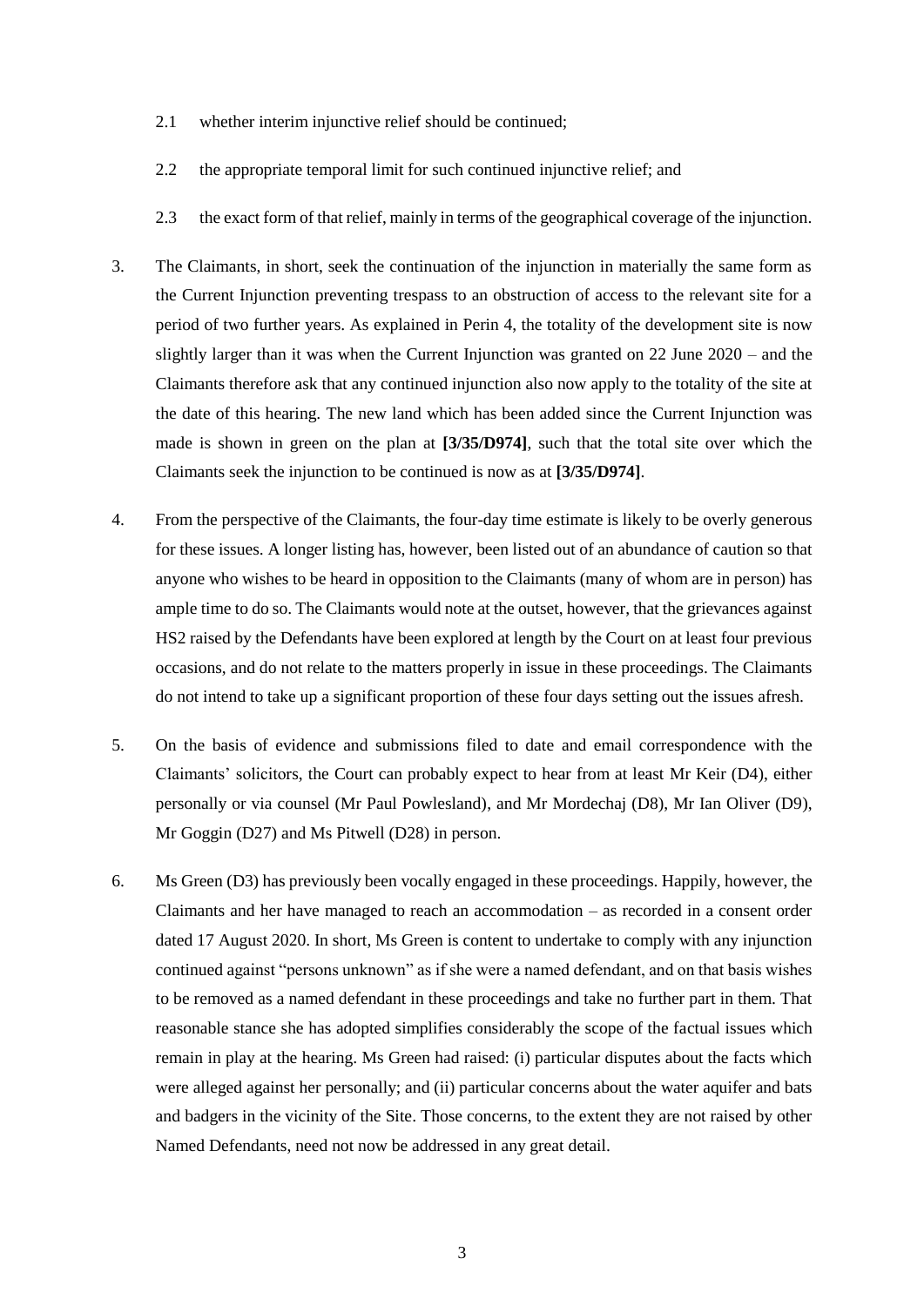2.1 whether interim injunctive relief should be continued;

2.2 the appropriate temporal limit for such continued injunctive relief; and

2.3 the exact form of that relief, mainly in terms of the geographical coverage of the injunction.

3. The Claimants, in short, seek the continuation of the injunction in materially the same form as the Current Injunction preventing trespass to an obstruction of access to the relevant site for a period of two further years. As explained in Perin 4, the totality of the development site is now slightly larger than it was when the Current Injunction was granted on 22 June 2020 – and the Claimants therefore ask that any continued injunction also now apply to the totality of the site at the date of this hearing. The new land which has been added since the Current Injunction was made is shown in green on the plan at **[3/35/D974]**, such that the total site over which the Claimants seek the injunction to be continued is now as at **[3/35/D974]**.

4. From the perspective of the Claimants, the four-day time estimate is likely to be overly generous for these issues. A longer listing has, however, been listed out of an abundance of caution so that anyone who wishes to be heard in opposition to the Claimants (many of whom are in person) has ample time to do so. The Claimants would note at the outset, however, that the grievances against HS2 raised by the Defendants have been explored at length by the Court on at least four previous occasions, and do not relate to the matters properly in issue in these proceedings. The Claimants do not intend to take up a significant proportion of these four days setting out the issues afresh.

5. On the basis of evidence and submissions filed to date and email correspondence with the Claimants' solicitors, the Court can probably expect to hear from at least Mr Keir (D4), either personally or via counsel (Mr Paul Powlesland), and Mr Mordechaj (D8), Mr Ian Oliver (D9), Mr Goggin (D27) and Ms Pitwell (D28) in person.

6. Ms Green (D3) has previously been vocally engaged in these proceedings. Happily, however, the Claimants and her have managed to reach an accommodation – as recorded in a consent order dated 17 August 2020. In short, Ms Green is content to undertake to comply with any injunction continued against "persons unknown" as if she were a named defendant, and on that basis wishes to be removed as a named defendant in these proceedings and take no further part in them. That reasonable stance she has adopted simplifies considerably the scope of the factual issues which remain in play at the hearing. Ms Green had raised: (i) particular disputes about the facts which were alleged against her personally; and (ii) particular concerns about the water aquifer and bats and badgers in the vicinity of the Site. Those concerns, to the extent they are not raised by other Named Defendants, need not now be addressed in any great detail.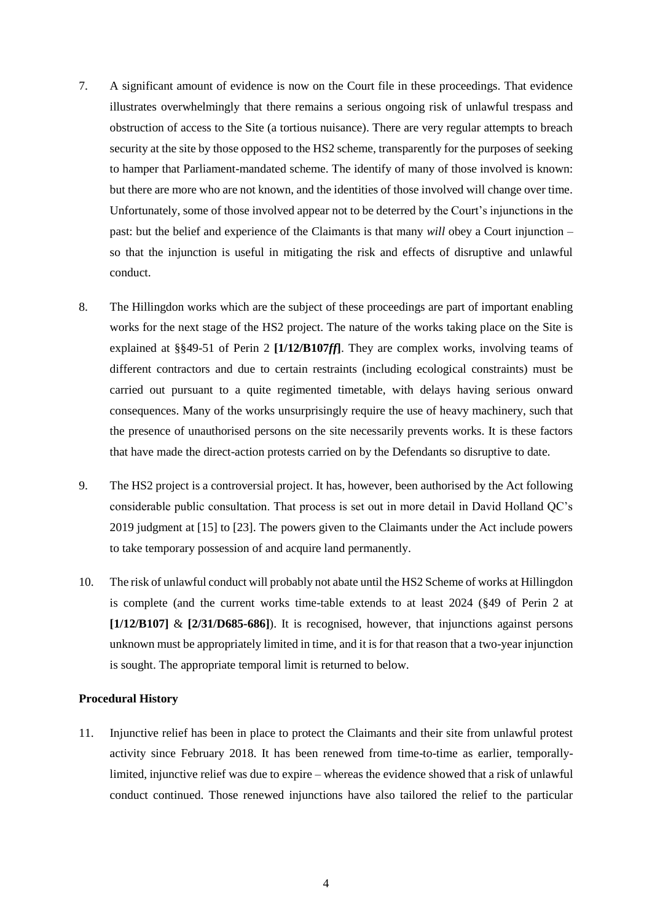7. A significant amount of evidence is now on the Court file in these proceedings. That evidence illustrates overwhelmingly that there remains a serious ongoing risk of unlawful trespass and obstruction of access to the Site (a tortious nuisance). There are very regular attempts to breach security at the site by those opposed to the HS2 scheme, transparently for the purposes of seeking to hamper that Parliament-mandated scheme. The identify of many of those involved is known: but there are more who are not known, and the identities of those involved will change over time. Unfortunately, some of those involved appear not to be deterred by the Court's injunctions in the past: but the belief and experience of the Claimants is that many *will* obey a Court injunction – so that the injunction is useful in mitigating the risk and effects of disruptive and unlawful conduct.

8. The Hillingdon works which are the subject of these proceedings are part of important enabling works for the next stage of the HS2 project. The nature of the works taking place on the Site is explained at §§49-51 of Perin 2 **[1/12/B107*ff*]**. They are complex works, involving teams of different contractors and due to certain restraints (including ecological constraints) must be carried out pursuant to a quite regimented timetable, with delays having serious onward consequences. Many of the works unsurprisingly require the use of heavy machinery, such that the presence of unauthorised persons on the site necessarily prevents works. It is these factors that have made the direct-action protests carried on by the Defendants so disruptive to date.

9. The HS2 project is a controversial project. It has, however, been authorised by the Act following considerable public consultation. That process is set out in more detail in David Holland QC's 2019 judgment at [15] to [23]. The powers given to the Claimants under the Act include powers to take temporary possession of and acquire land permanently.

10. The risk of unlawful conduct will probably not abate until the HS2 Scheme of works at Hillingdon is complete (and the current works time-table extends to at least 2024 (§49 of Perin 2 at **[1/12/B107]** & **[2/31/D685-686]**). It is recognised, however, that injunctions against persons unknown must be appropriately limited in time, and it is for that reason that a two-year injunction is sought. The appropriate temporal limit is returned to below.

**Procedural History**

11. Injunctive relief has been in place to protect the Claimants and their site from unlawful protest activity since February 2018. It has been renewed from time-to-time as earlier, temporally-limited, injunctive relief was due to expire – whereas the evidence showed that a risk of unlawful conduct continued. Those renewed injunctions have also tailored the relief to the particular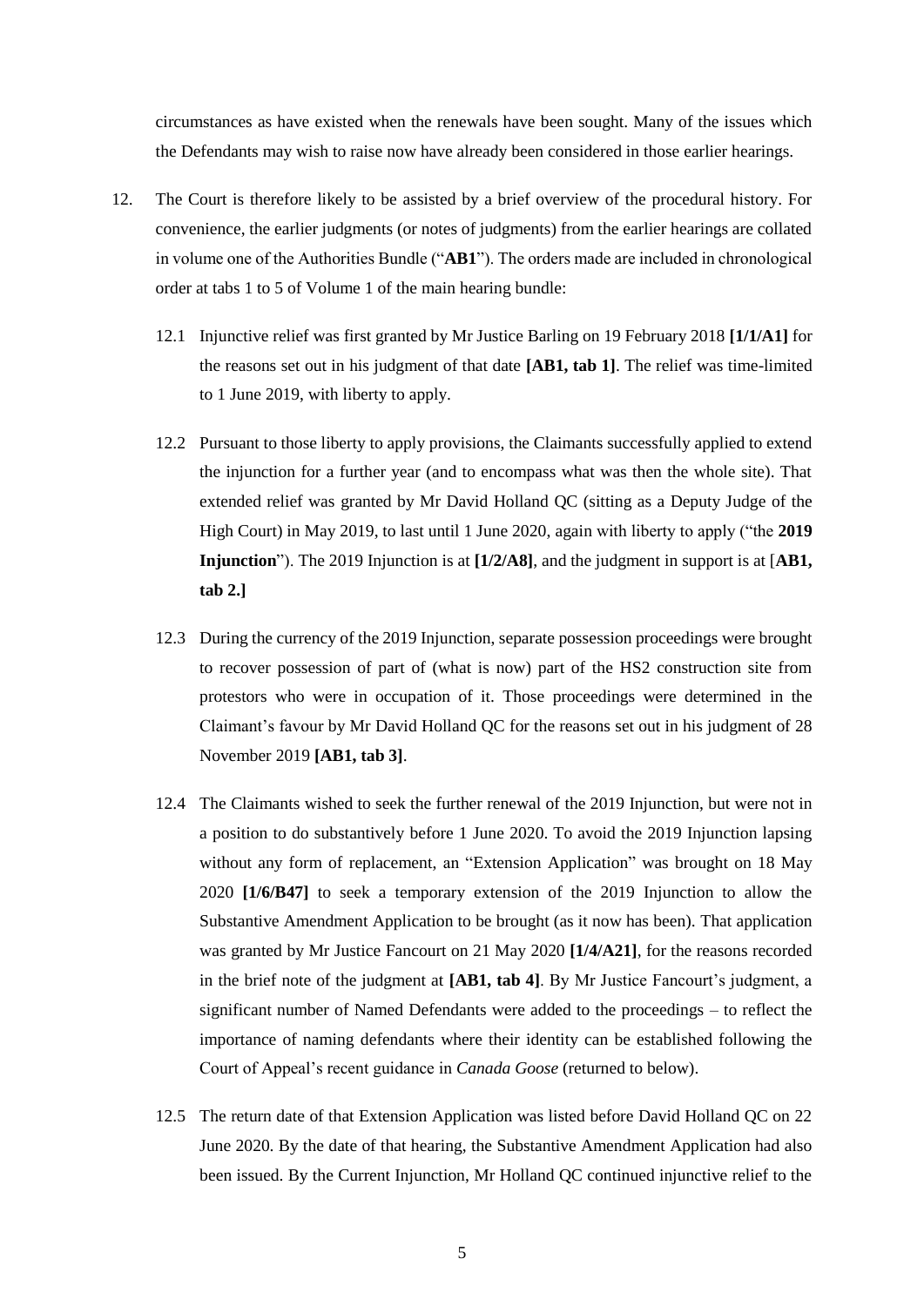circumstances as have existed when the renewals have been sought. Many of the issues which the Defendants may wish to raise now have already been considered in those earlier hearings.

12. The Court is therefore likely to be assisted by a brief overview of the procedural history. For convenience, the earlier judgments (or notes of judgments) from the earlier hearings are collated in volume one of the Authorities Bundle ("**AB1**"). The orders made are included in chronological order at tabs 1 to 5 of Volume 1 of the main hearing bundle:

    12.1 Injunctive relief was first granted by Mr Justice Barling on 19 February 2018 **[1/1/A1]** for the reasons set out in his judgment of that date **[AB1, tab 1]**. The relief was time-limited to 1 June 2019, with liberty to apply.

    12.2 Pursuant to those liberty to apply provisions, the Claimants successfully applied to extend the injunction for a further year (and to encompass what was then the whole site). That extended relief was granted by Mr David Holland QC (sitting as a Deputy Judge of the High Court) in May 2019, to last until 1 June 2020, again with liberty to apply ("the **2019 Injunction**"). The 2019 Injunction is at **[1/2/A8]**, and the judgment in support is at [**AB1, tab 2.]**

    12.3 During the currency of the 2019 Injunction, separate possession proceedings were brought to recover possession of part of (what is now) part of the HS2 construction site from protestors who were in occupation of it. Those proceedings were determined in the Claimant's favour by Mr David Holland QC for the reasons set out in his judgment of 28 November 2019 **[AB1, tab 3]**.

    12.4 The Claimants wished to seek the further renewal of the 2019 Injunction, but were not in a position to do substantively before 1 June 2020. To avoid the 2019 Injunction lapsing without any form of replacement, an "Extension Application" was brought on 18 May 2020 **[1/6/B47]** to seek a temporary extension of the 2019 Injunction to allow the Substantive Amendment Application to be brought (as it now has been). That application was granted by Mr Justice Fancourt on 21 May 2020 **[1/4/A21]**, for the reasons recorded in the brief note of the judgment at **[AB1, tab 4]**. By Mr Justice Fancourt's judgment, a significant number of Named Defendants were added to the proceedings – to reflect the importance of naming defendants where their identity can be established following the Court of Appeal's recent guidance in *Canada Goose* (returned to below).

    12.5 The return date of that Extension Application was listed before David Holland QC on 22 June 2020. By the date of that hearing, the Substantive Amendment Application had also been issued. By the Current Injunction, Mr Holland QC continued injunctive relief to the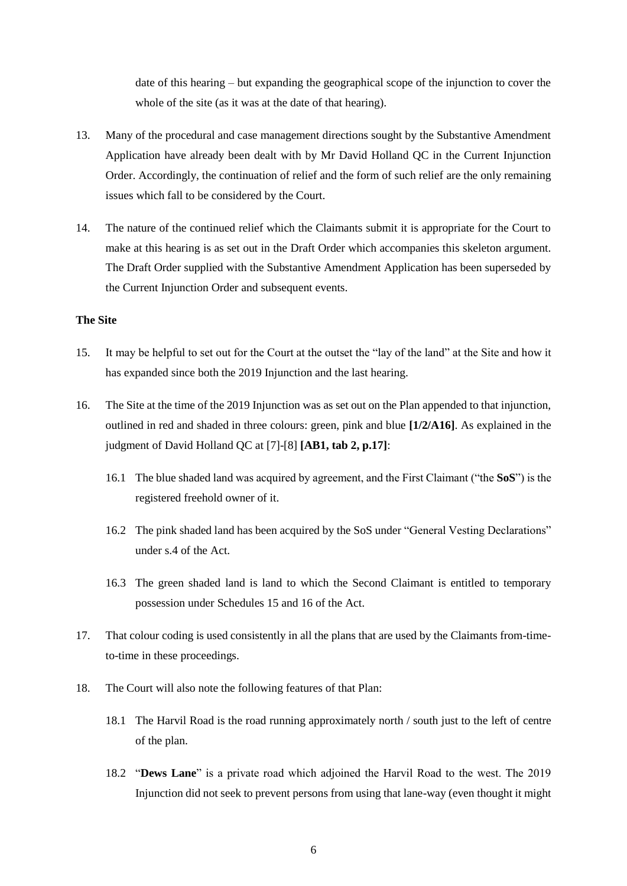date of this hearing – but expanding the geographical scope of the injunction to cover the whole of the site (as it was at the date of that hearing).

13. Many of the procedural and case management directions sought by the Substantive Amendment Application have already been dealt with by Mr David Holland QC in the Current Injunction Order. Accordingly, the continuation of relief and the form of such relief are the only remaining issues which fall to be considered by the Court.

14. The nature of the continued relief which the Claimants submit it is appropriate for the Court to make at this hearing is as set out in the Draft Order which accompanies this skeleton argument. The Draft Order supplied with the Substantive Amendment Application has been superseded by the Current Injunction Order and subsequent events.

**The Site**

15. It may be helpful to set out for the Court at the outset the "lay of the land" at the Site and how it has expanded since both the 2019 Injunction and the last hearing.

16. The Site at the time of the 2019 Injunction was as set out on the Plan appended to that injunction, outlined in red and shaded in three colours: green, pink and blue **[1/2/A16]**. As explained in the judgment of David Holland QC at [7]-[8] **[AB1, tab 2, p.17]**:

    16.1 The blue shaded land was acquired by agreement, and the First Claimant ("the **SoS**") is the registered freehold owner of it.

    16.2 The pink shaded land has been acquired by the SoS under "General Vesting Declarations" under s.4 of the Act.

    16.3 The green shaded land is land to which the Second Claimant is entitled to temporary possession under Schedules 15 and 16 of the Act.

17. That colour coding is used consistently in all the plans that are used by the Claimants from-time-to-time in these proceedings.

18. The Court will also note the following features of that Plan:

    18.1 The Harvil Road is the road running approximately north / south just to the left of centre of the plan.

    18.2 "**Dews Lane**" is a private road which adjoined the Harvil Road to the west. The 2019 Injunction did not seek to prevent persons from using that lane-way (even thought it might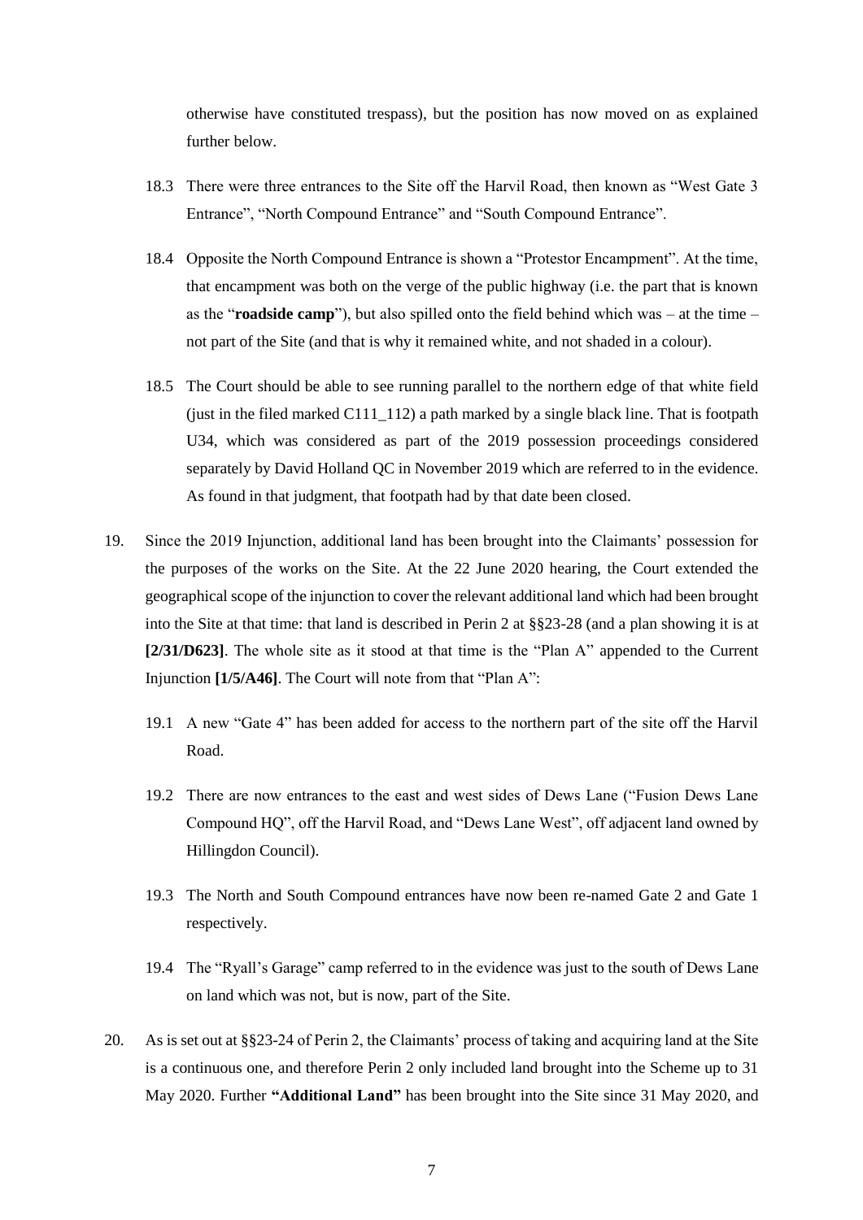otherwise have constituted trespass), but the position has now moved on as explained further below.

18.3 There were three entrances to the Site off the Harvil Road, then known as "West Gate 3 Entrance", "North Compound Entrance" and "South Compound Entrance".

18.4 Opposite the North Compound Entrance is shown a "Protestor Encampment". At the time, that encampment was both on the verge of the public highway (i.e. the part that is known as the "**roadside camp**"), but also spilled onto the field behind which was – at the time – not part of the Site (and that is why it remained white, and not shaded in a colour).

18.5 The Court should be able to see running parallel to the northern edge of that white field (just in the filed marked C111_112) a path marked by a single black line. That is footpath U34, which was considered as part of the 2019 possession proceedings considered separately by David Holland QC in November 2019 which are referred to in the evidence. As found in that judgment, that footpath had by that date been closed.

19. Since the 2019 Injunction, additional land has been brought into the Claimants' possession for the purposes of the works on the Site. At the 22 June 2020 hearing, the Court extended the geographical scope of the injunction to cover the relevant additional land which had been brought into the Site at that time: that land is described in Perin 2 at §§23-28 (and a plan showing it is at **[2/31/D623]**. The whole site as it stood at that time is the "Plan A" appended to the Current Injunction **[1/5/A46]**. The Court will note from that "Plan A":

19.1 A new "Gate 4" has been added for access to the northern part of the site off the Harvil Road.

19.2 There are now entrances to the east and west sides of Dews Lane ("Fusion Dews Lane Compound HQ", off the Harvil Road, and "Dews Lane West", off adjacent land owned by Hillingdon Council).

19.3 The North and South Compound entrances have now been re-named Gate 2 and Gate 1 respectively.

19.4 The "Ryall's Garage" camp referred to in the evidence was just to the south of Dews Lane on land which was not, but is now, part of the Site.

20. As is set out at §§23-24 of Perin 2, the Claimants' process of taking and acquiring land at the Site is a continuous one, and therefore Perin 2 only included land brought into the Scheme up to 31 May 2020. Further **"Additional Land"** has been brought into the Site since 31 May 2020, and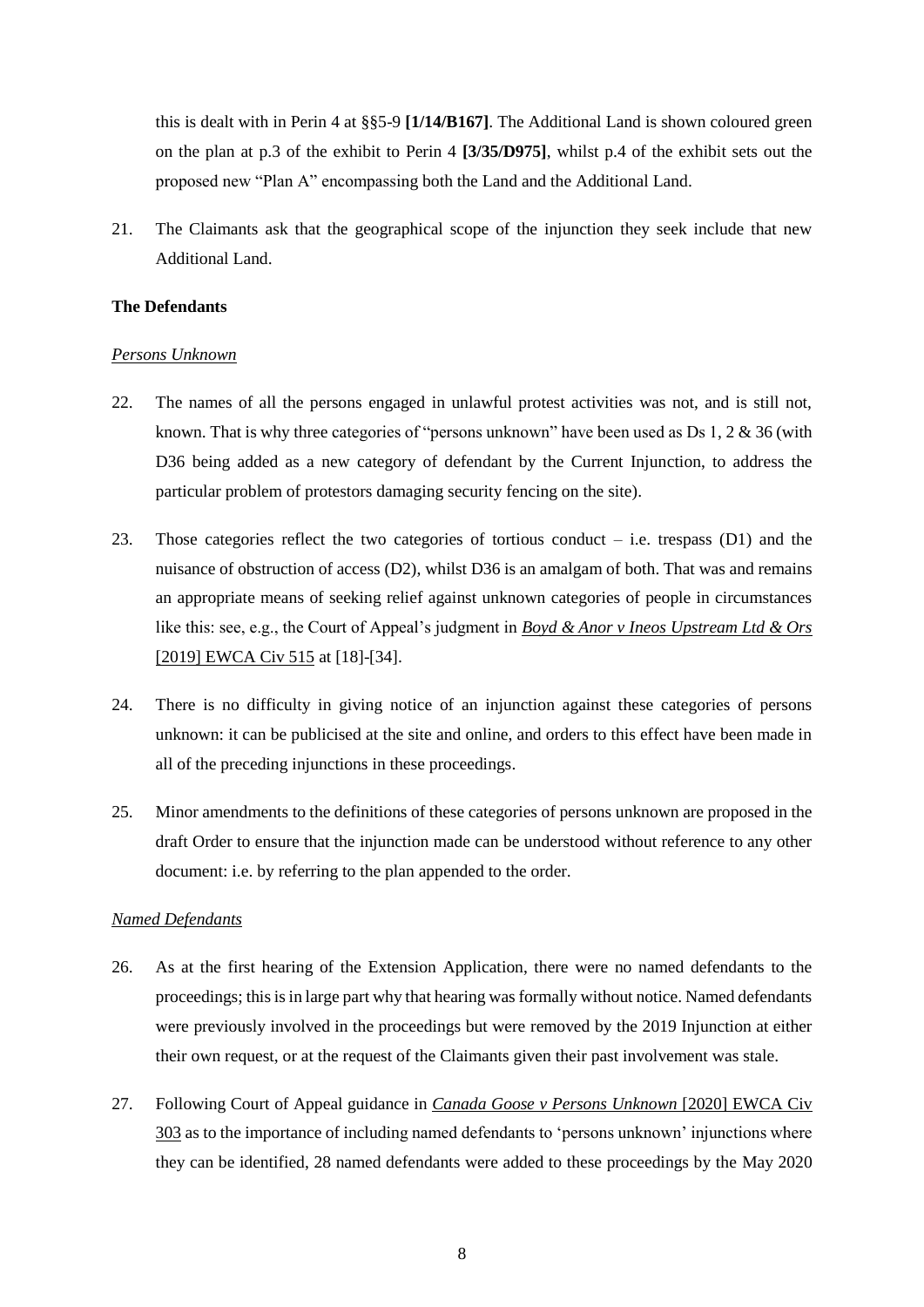this is dealt with in Perin 4 at §§5-9 **[1/14/B167]**. The Additional Land is shown coloured green on the plan at p.3 of the exhibit to Perin 4 **[3/35/D975]**, whilst p.4 of the exhibit sets out the proposed new "Plan A" encompassing both the Land and the Additional Land.

21. The Claimants ask that the geographical scope of the injunction they seek include that new Additional Land.

**The Defendants**

*Persons Unknown*

22. The names of all the persons engaged in unlawful protest activities was not, and is still not, known. That is why three categories of "persons unknown" have been used as Ds 1, 2 & 36 (with D36 being added as a new category of defendant by the Current Injunction, to address the particular problem of protestors damaging security fencing on the site).

23. Those categories reflect the two categories of tortious conduct – i.e. trespass (D1) and the nuisance of obstruction of access (D2), whilst D36 is an amalgam of both. That was and remains an appropriate means of seeking relief against unknown categories of people in circumstances like this: see, e.g., the Court of Appeal's judgment in *Boyd & Anor v Ineos Upstream Ltd & Ors* [2019] EWCA Civ 515 at [18]-[34].

24. There is no difficulty in giving notice of an injunction against these categories of persons unknown: it can be publicised at the site and online, and orders to this effect have been made in all of the preceding injunctions in these proceedings.

25. Minor amendments to the definitions of these categories of persons unknown are proposed in the draft Order to ensure that the injunction made can be understood without reference to any other document: i.e. by referring to the plan appended to the order.

*Named Defendants*

26. As at the first hearing of the Extension Application, there were no named defendants to the proceedings; this is in large part why that hearing was formally without notice. Named defendants were previously involved in the proceedings but were removed by the 2019 Injunction at either their own request, or at the request of the Claimants given their past involvement was stale.

27. Following Court of Appeal guidance in *Canada Goose v Persons Unknown* [2020] EWCA Civ 303 as to the importance of including named defendants to 'persons unknown' injunctions where they can be identified, 28 named defendants were added to these proceedings by the May 2020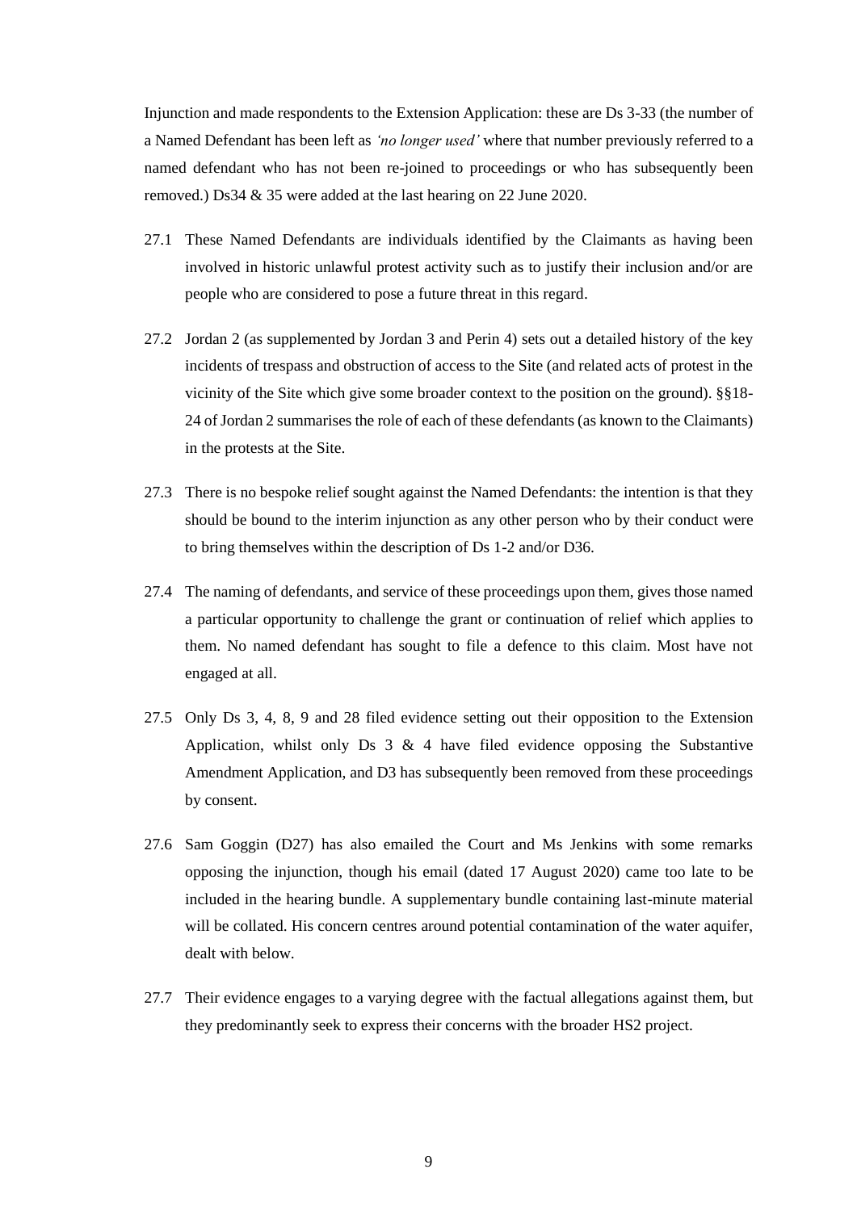Injunction and made respondents to the Extension Application: these are Ds 3-33 (the number of a Named Defendant has been left as *'no longer used'* where that number previously referred to a named defendant who has not been re-joined to proceedings or who has subsequently been removed.) Ds34 & 35 were added at the last hearing on 22 June 2020.

27.1 These Named Defendants are individuals identified by the Claimants as having been involved in historic unlawful protest activity such as to justify their inclusion and/or are people who are considered to pose a future threat in this regard.

27.2 Jordan 2 (as supplemented by Jordan 3 and Perin 4) sets out a detailed history of the key incidents of trespass and obstruction of access to the Site (and related acts of protest in the vicinity of the Site which give some broader context to the position on the ground). §§18-24 of Jordan 2 summarises the role of each of these defendants (as known to the Claimants) in the protests at the Site.

27.3 There is no bespoke relief sought against the Named Defendants: the intention is that they should be bound to the interim injunction as any other person who by their conduct were to bring themselves within the description of Ds 1-2 and/or D36.

27.4 The naming of defendants, and service of these proceedings upon them, gives those named a particular opportunity to challenge the grant or continuation of relief which applies to them. No named defendant has sought to file a defence to this claim. Most have not engaged at all.

27.5 Only Ds 3, 4, 8, 9 and 28 filed evidence setting out their opposition to the Extension Application, whilst only Ds 3 & 4 have filed evidence opposing the Substantive Amendment Application, and D3 has subsequently been removed from these proceedings by consent.

27.6 Sam Goggin (D27) has also emailed the Court and Ms Jenkins with some remarks opposing the injunction, though his email (dated 17 August 2020) came too late to be included in the hearing bundle. A supplementary bundle containing last-minute material will be collated. His concern centres around potential contamination of the water aquifer, dealt with below.

27.7 Their evidence engages to a varying degree with the factual allegations against them, but they predominantly seek to express their concerns with the broader HS2 project.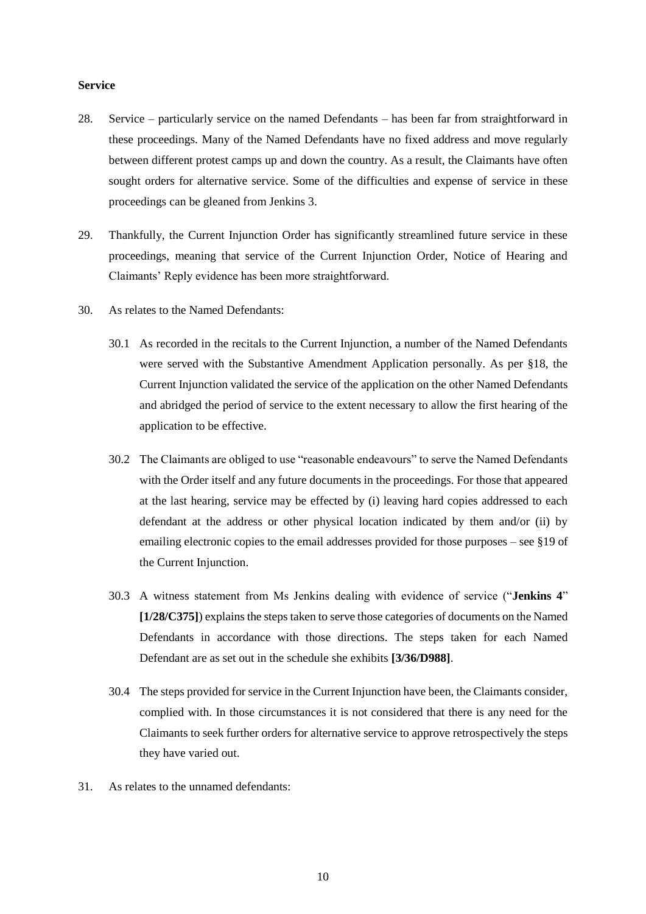**Service**

28. Service – particularly service on the named Defendants – has been far from straightforward in these proceedings. Many of the Named Defendants have no fixed address and move regularly between different protest camps up and down the country. As a result, the Claimants have often sought orders for alternative service. Some of the difficulties and expense of service in these proceedings can be gleaned from Jenkins 3.

29. Thankfully, the Current Injunction Order has significantly streamlined future service in these proceedings, meaning that service of the Current Injunction Order, Notice of Hearing and Claimants' Reply evidence has been more straightforward.

30. As relates to the Named Defendants:

   30.1 As recorded in the recitals to the Current Injunction, a number of the Named Defendants were served with the Substantive Amendment Application personally. As per §18, the Current Injunction validated the service of the application on the other Named Defendants and abridged the period of service to the extent necessary to allow the first hearing of the application to be effective.

   30.2 The Claimants are obliged to use "reasonable endeavours" to serve the Named Defendants with the Order itself and any future documents in the proceedings. For those that appeared at the last hearing, service may be effected by (i) leaving hard copies addressed to each defendant at the address or other physical location indicated by them and/or (ii) by emailing electronic copies to the email addresses provided for those purposes – see §19 of the Current Injunction.

   30.3 A witness statement from Ms Jenkins dealing with evidence of service ("**Jenkins 4**" **[1/28/C375]**) explains the steps taken to serve those categories of documents on the Named Defendants in accordance with those directions. The steps taken for each Named Defendant are as set out in the schedule she exhibits **[3/36/D988]**.

   30.4 The steps provided for service in the Current Injunction have been, the Claimants consider, complied with. In those circumstances it is not considered that there is any need for the Claimants to seek further orders for alternative service to approve retrospectively the steps they have varied out.

31. As relates to the unnamed defendants: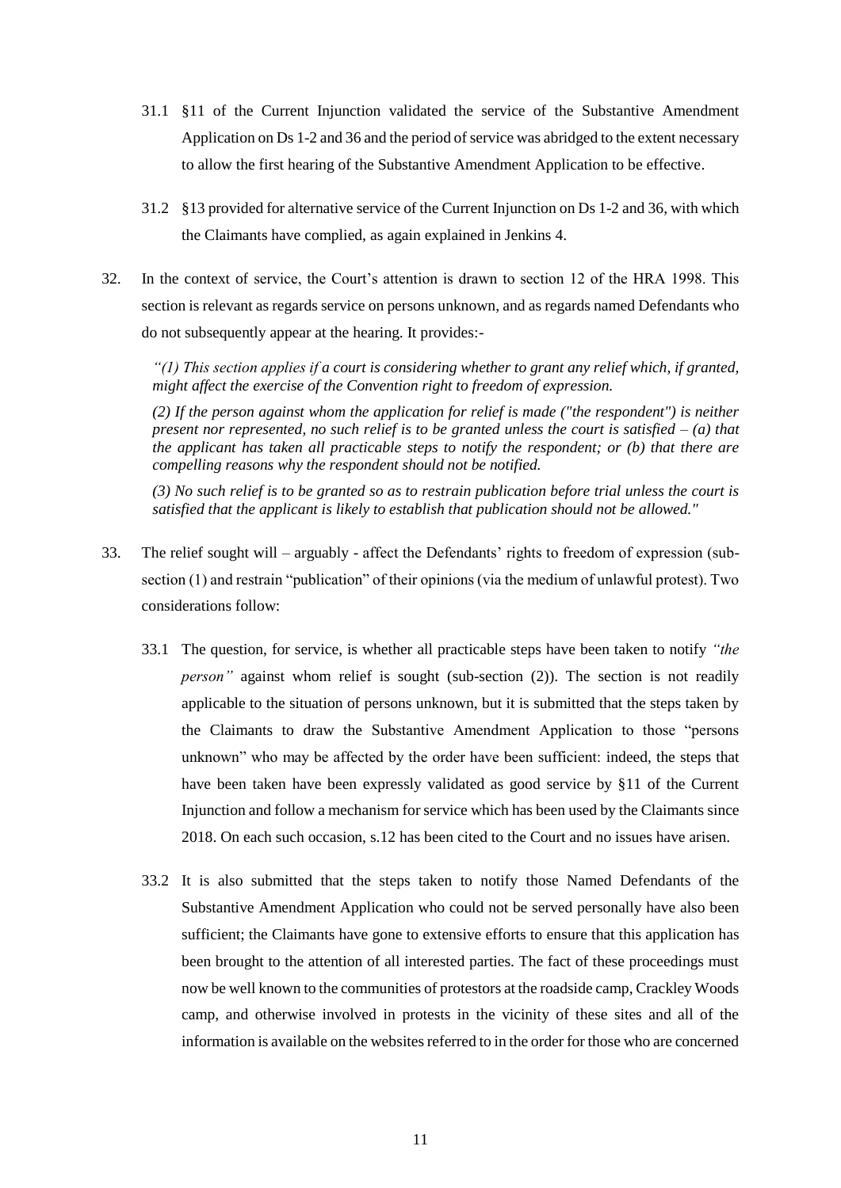31.1 §11 of the Current Injunction validated the service of the Substantive Amendment Application on Ds 1-2 and 36 and the period of service was abridged to the extent necessary to allow the first hearing of the Substantive Amendment Application to be effective.

31.2 §13 provided for alternative service of the Current Injunction on Ds 1-2 and 36, with which the Claimants have complied, as again explained in Jenkins 4.

32. In the context of service, the Court's attention is drawn to section 12 of the HRA 1998. This section is relevant as regards service on persons unknown, and as regards named Defendants who do not subsequently appear at the hearing. It provides:-

> *"(1) This section applies if a court is considering whether to grant any relief which, if granted, might affect the exercise of the Convention right to freedom of expression.*
>
> *(2) If the person against whom the application for relief is made ("the respondent") is neither present nor represented, no such relief is to be granted unless the court is satisfied – (a) that the applicant has taken all practicable steps to notify the respondent; or (b) that there are compelling reasons why the respondent should not be notified.*
>
> *(3) No such relief is to be granted so as to restrain publication before trial unless the court is satisfied that the applicant is likely to establish that publication should not be allowed."*

33. The relief sought will – arguably - affect the Defendants' rights to freedom of expression (sub-section (1) and restrain "publication" of their opinions (via the medium of unlawful protest). Two considerations follow:

33.1 The question, for service, is whether all practicable steps have been taken to notify *"the person"* against whom relief is sought (sub-section (2)). The section is not readily applicable to the situation of persons unknown, but it is submitted that the steps taken by the Claimants to draw the Substantive Amendment Application to those "persons unknown" who may be affected by the order have been sufficient: indeed, the steps that have been taken have been expressly validated as good service by §11 of the Current Injunction and follow a mechanism for service which has been used by the Claimants since 2018. On each such occasion, s.12 has been cited to the Court and no issues have arisen.

33.2 It is also submitted that the steps taken to notify those Named Defendants of the Substantive Amendment Application who could not be served personally have also been sufficient; the Claimants have gone to extensive efforts to ensure that this application has been brought to the attention of all interested parties. The fact of these proceedings must now be well known to the communities of protestors at the roadside camp, Crackley Woods camp, and otherwise involved in protests in the vicinity of these sites and all of the information is available on the websites referred to in the order for those who are concerned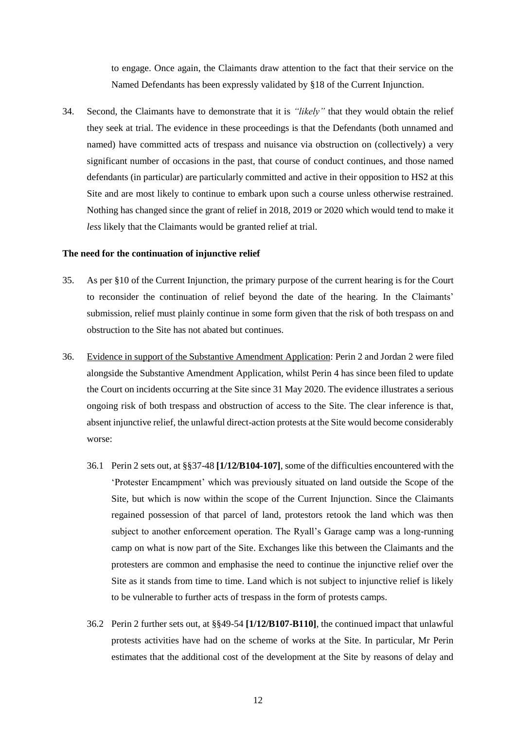to engage. Once again, the Claimants draw attention to the fact that their service on the Named Defendants has been expressly validated by §18 of the Current Injunction.

34. Second, the Claimants have to demonstrate that it is *"likely"* that they would obtain the relief they seek at trial. The evidence in these proceedings is that the Defendants (both unnamed and named) have committed acts of trespass and nuisance via obstruction on (collectively) a very significant number of occasions in the past, that course of conduct continues, and those named defendants (in particular) are particularly committed and active in their opposition to HS2 at this Site and are most likely to continue to embark upon such a course unless otherwise restrained. Nothing has changed since the grant of relief in 2018, 2019 or 2020 which would tend to make it *less* likely that the Claimants would be granted relief at trial.

**The need for the continuation of injunctive relief**

35. As per §10 of the Current Injunction, the primary purpose of the current hearing is for the Court to reconsider the continuation of relief beyond the date of the hearing. In the Claimants' submission, relief must plainly continue in some form given that the risk of both trespass on and obstruction to the Site has not abated but continues.

36. Evidence in support of the Substantive Amendment Application: Perin 2 and Jordan 2 were filed alongside the Substantive Amendment Application, whilst Perin 4 has since been filed to update the Court on incidents occurring at the Site since 31 May 2020. The evidence illustrates a serious ongoing risk of both trespass and obstruction of access to the Site. The clear inference is that, absent injunctive relief, the unlawful direct-action protests at the Site would become considerably worse:

    36.1 Perin 2 sets out, at §§37-48 **[1/12/B104-107]**, some of the difficulties encountered with the 'Protester Encampment' which was previously situated on land outside the Scope of the Site, but which is now within the scope of the Current Injunction. Since the Claimants regained possession of that parcel of land, protestors retook the land which was then subject to another enforcement operation. The Ryall's Garage camp was a long-running camp on what is now part of the Site. Exchanges like this between the Claimants and the protesters are common and emphasise the need to continue the injunctive relief over the Site as it stands from time to time. Land which is not subject to injunctive relief is likely to be vulnerable to further acts of trespass in the form of protests camps.

    36.2 Perin 2 further sets out, at §§49-54 **[1/12/B107-B110]**, the continued impact that unlawful protests activities have had on the scheme of works at the Site. In particular, Mr Perin estimates that the additional cost of the development at the Site by reasons of delay and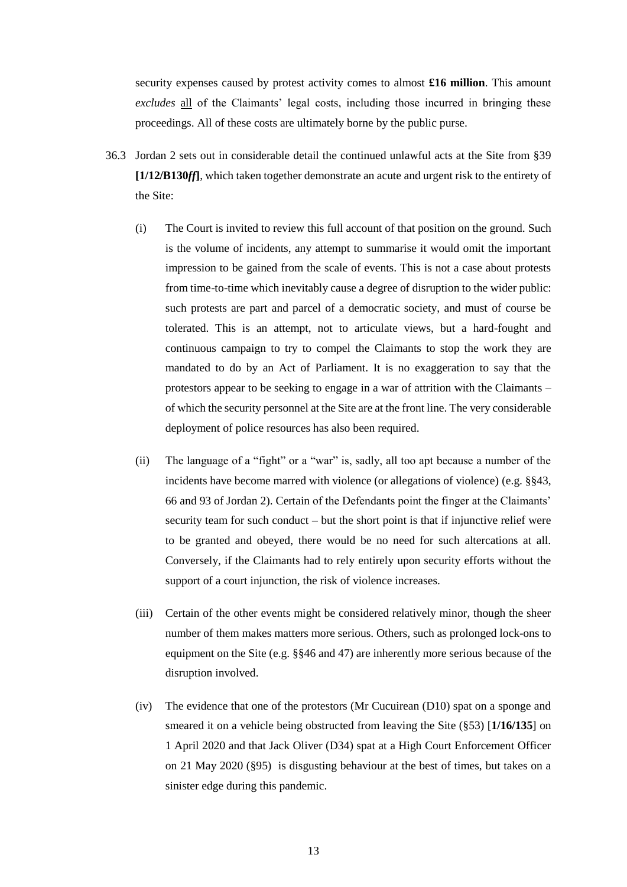security expenses caused by protest activity comes to almost **£16 million**. This amount *excludes* all of the Claimants' legal costs, including those incurred in bringing these proceedings. All of these costs are ultimately borne by the public purse.

36.3 Jordan 2 sets out in considerable detail the continued unlawful acts at the Site from §39 **[1/12/B130*ff*]**, which taken together demonstrate an acute and urgent risk to the entirety of the Site:

(i) The Court is invited to review this full account of that position on the ground. Such is the volume of incidents, any attempt to summarise it would omit the important impression to be gained from the scale of events. This is not a case about protests from time-to-time which inevitably cause a degree of disruption to the wider public: such protests are part and parcel of a democratic society, and must of course be tolerated. This is an attempt, not to articulate views, but a hard-fought and continuous campaign to try to compel the Claimants to stop the work they are mandated to do by an Act of Parliament. It is no exaggeration to say that the protestors appear to be seeking to engage in a war of attrition with the Claimants – of which the security personnel at the Site are at the front line. The very considerable deployment of police resources has also been required.

(ii) The language of a "fight" or a "war" is, sadly, all too apt because a number of the incidents have become marred with violence (or allegations of violence) (e.g. §§43, 66 and 93 of Jordan 2). Certain of the Defendants point the finger at the Claimants' security team for such conduct – but the short point is that if injunctive relief were to be granted and obeyed, there would be no need for such altercations at all. Conversely, if the Claimants had to rely entirely upon security efforts without the support of a court injunction, the risk of violence increases.

(iii) Certain of the other events might be considered relatively minor, though the sheer number of them makes matters more serious. Others, such as prolonged lock-ons to equipment on the Site (e.g. §§46 and 47) are inherently more serious because of the disruption involved.

(iv) The evidence that one of the protestors (Mr Cucuirean (D10) spat on a sponge and smeared it on a vehicle being obstructed from leaving the Site (§53) [**1/16/135**] on 1 April 2020 and that Jack Oliver (D34) spat at a High Court Enforcement Officer on 21 May 2020 (§95) is disgusting behaviour at the best of times, but takes on a sinister edge during this pandemic.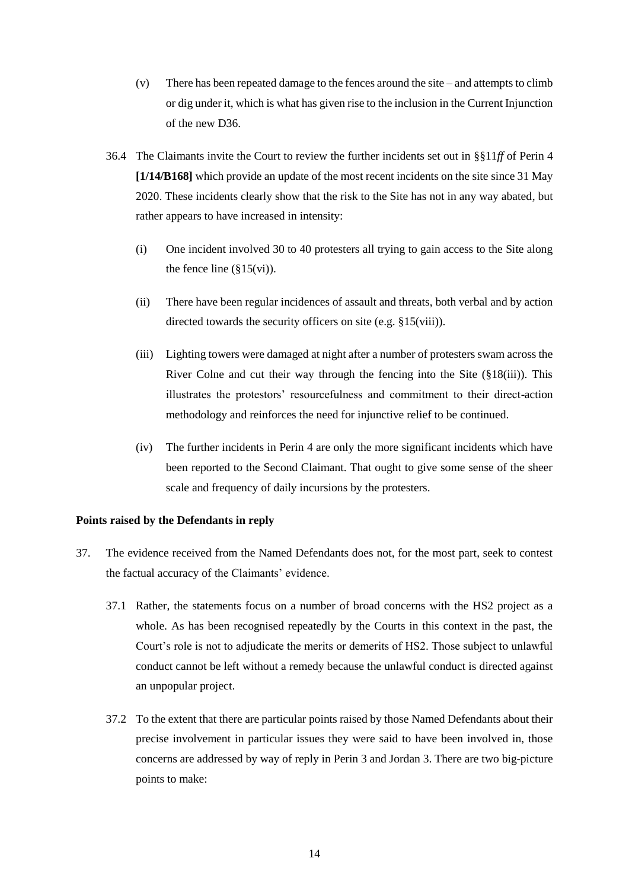(v) There has been repeated damage to the fences around the site – and attempts to climb or dig under it, which is what has given rise to the inclusion in the Current Injunction of the new D36.

36.4 The Claimants invite the Court to review the further incidents set out in §§11*ff* of Perin 4 **[1/14/B168]** which provide an update of the most recent incidents on the site since 31 May 2020. These incidents clearly show that the risk to the Site has not in any way abated, but rather appears to have increased in intensity:

(i) One incident involved 30 to 40 protesters all trying to gain access to the Site along the fence line (§15(vi)).

(ii) There have been regular incidences of assault and threats, both verbal and by action directed towards the security officers on site (e.g. §15(viii)).

(iii) Lighting towers were damaged at night after a number of protesters swam across the River Colne and cut their way through the fencing into the Site (§18(iii)). This illustrates the protestors' resourcefulness and commitment to their direct-action methodology and reinforces the need for injunctive relief to be continued.

(iv) The further incidents in Perin 4 are only the more significant incidents which have been reported to the Second Claimant. That ought to give some sense of the sheer scale and frequency of daily incursions by the protesters.

**Points raised by the Defendants in reply**

37. The evidence received from the Named Defendants does not, for the most part, seek to contest the factual accuracy of the Claimants' evidence.

37.1 Rather, the statements focus on a number of broad concerns with the HS2 project as a whole. As has been recognised repeatedly by the Courts in this context in the past, the Court's role is not to adjudicate the merits or demerits of HS2. Those subject to unlawful conduct cannot be left without a remedy because the unlawful conduct is directed against an unpopular project.

37.2 To the extent that there are particular points raised by those Named Defendants about their precise involvement in particular issues they were said to have been involved in, those concerns are addressed by way of reply in Perin 3 and Jordan 3. There are two big-picture points to make: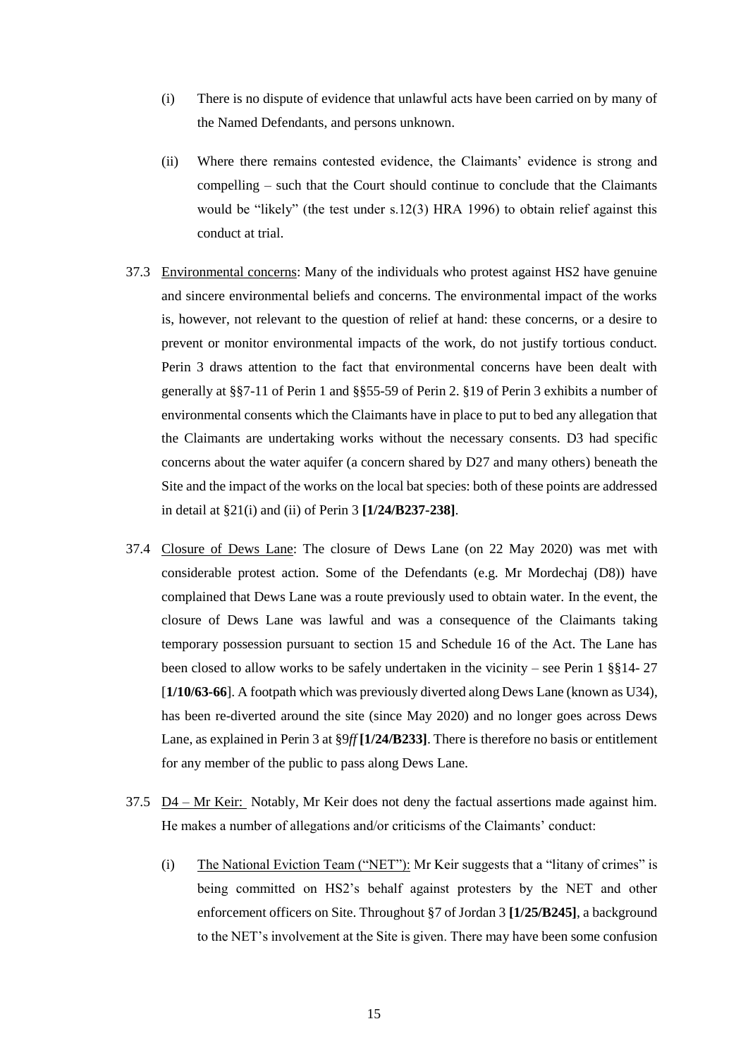(i) There is no dispute of evidence that unlawful acts have been carried on by many of the Named Defendants, and persons unknown.

(ii) Where there remains contested evidence, the Claimants' evidence is strong and compelling – such that the Court should continue to conclude that the Claimants would be "likely" (the test under s.12(3) HRA 1996) to obtain relief against this conduct at trial.

37.3 Environmental concerns: Many of the individuals who protest against HS2 have genuine and sincere environmental beliefs and concerns. The environmental impact of the works is, however, not relevant to the question of relief at hand: these concerns, or a desire to prevent or monitor environmental impacts of the work, do not justify tortious conduct. Perin 3 draws attention to the fact that environmental concerns have been dealt with generally at §§7-11 of Perin 1 and §§55-59 of Perin 2. §19 of Perin 3 exhibits a number of environmental consents which the Claimants have in place to put to bed any allegation that the Claimants are undertaking works without the necessary consents. D3 had specific concerns about the water aquifer (a concern shared by D27 and many others) beneath the Site and the impact of the works on the local bat species: both of these points are addressed in detail at §21(i) and (ii) of Perin 3 **[1/24/B237-238]**.

37.4 Closure of Dews Lane: The closure of Dews Lane (on 22 May 2020) was met with considerable protest action. Some of the Defendants (e.g. Mr Mordechaj (D8)) have complained that Dews Lane was a route previously used to obtain water. In the event, the closure of Dews Lane was lawful and was a consequence of the Claimants taking temporary possession pursuant to section 15 and Schedule 16 of the Act. The Lane has been closed to allow works to be safely undertaken in the vicinity – see Perin 1 §§14- 27 [**1/10/63-66**]. A footpath which was previously diverted along Dews Lane (known as U34), has been re-diverted around the site (since May 2020) and no longer goes across Dews Lane, as explained in Perin 3 at §9*ff* **[1/24/B233]**. There is therefore no basis or entitlement for any member of the public to pass along Dews Lane.

37.5 D4 – Mr Keir: Notably, Mr Keir does not deny the factual assertions made against him. He makes a number of allegations and/or criticisms of the Claimants' conduct:

(i) The National Eviction Team ("NET"): Mr Keir suggests that a "litany of crimes" is being committed on HS2's behalf against protesters by the NET and other enforcement officers on Site. Throughout §7 of Jordan 3 **[1/25/B245]**, a background to the NET's involvement at the Site is given. There may have been some confusion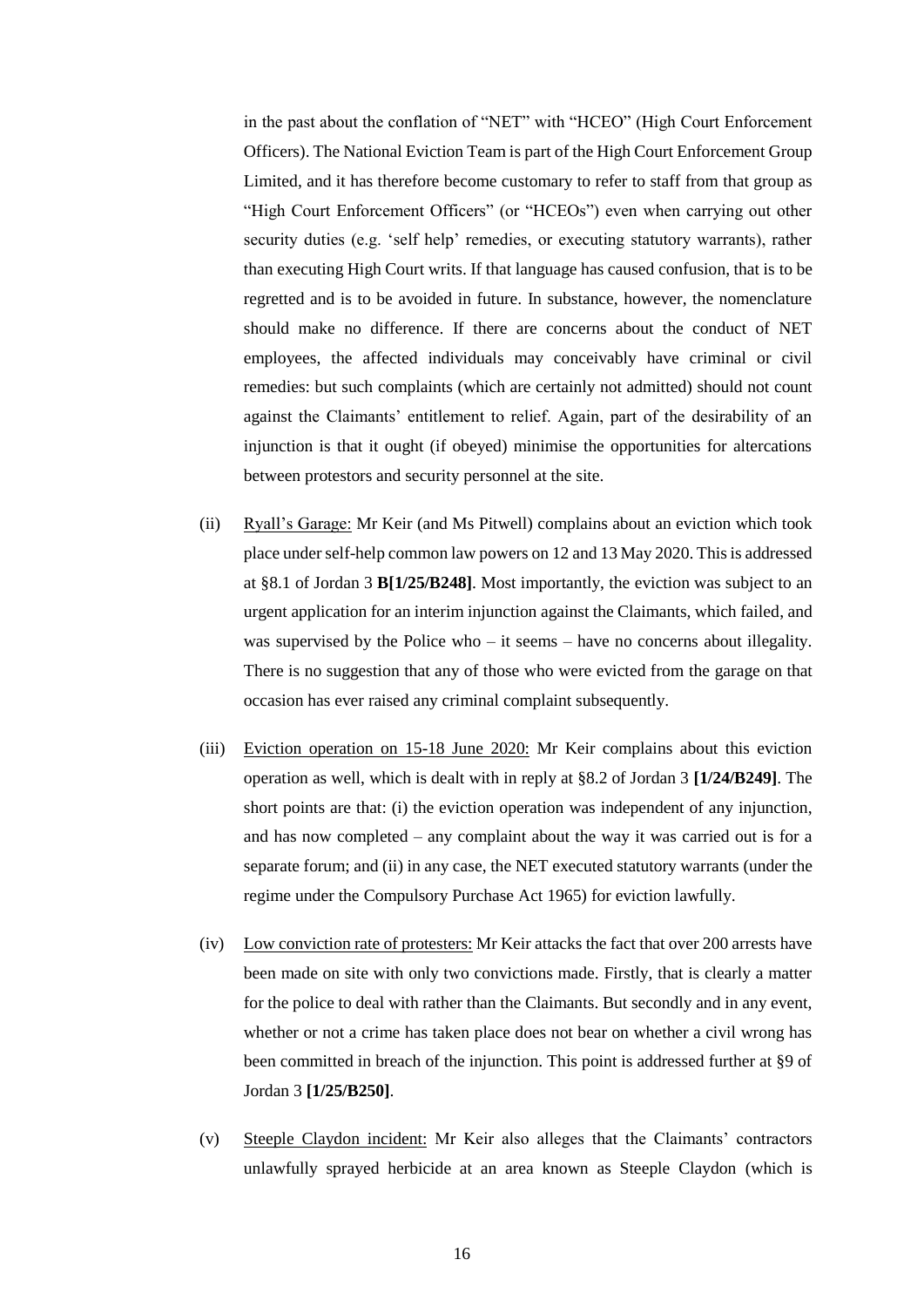in the past about the conflation of "NET" with "HCEO" (High Court Enforcement Officers). The National Eviction Team is part of the High Court Enforcement Group Limited, and it has therefore become customary to refer to staff from that group as "High Court Enforcement Officers" (or "HCEOs") even when carrying out other security duties (e.g. 'self help' remedies, or executing statutory warrants), rather than executing High Court writs. If that language has caused confusion, that is to be regretted and is to be avoided in future. In substance, however, the nomenclature should make no difference. If there are concerns about the conduct of NET employees, the affected individuals may conceivably have criminal or civil remedies: but such complaints (which are certainly not admitted) should not count against the Claimants' entitlement to relief. Again, part of the desirability of an injunction is that it ought (if obeyed) minimise the opportunities for altercations between protestors and security personnel at the site.

(ii) <u>Ryall's Garage:</u> Mr Keir (and Ms Pitwell) complains about an eviction which took place under self-help common law powers on 12 and 13 May 2020. This is addressed at §8.1 of Jordan 3 **B[1/25/B248]**. Most importantly, the eviction was subject to an urgent application for an interim injunction against the Claimants, which failed, and was supervised by the Police who – it seems – have no concerns about illegality. There is no suggestion that any of those who were evicted from the garage on that occasion has ever raised any criminal complaint subsequently.

(iii) <u>Eviction operation on 15-18 June 2020:</u> Mr Keir complains about this eviction operation as well, which is dealt with in reply at §8.2 of Jordan 3 **[1/24/B249]**. The short points are that: (i) the eviction operation was independent of any injunction, and has now completed – any complaint about the way it was carried out is for a separate forum; and (ii) in any case, the NET executed statutory warrants (under the regime under the Compulsory Purchase Act 1965) for eviction lawfully.

(iv) <u>Low conviction rate of protesters:</u> Mr Keir attacks the fact that over 200 arrests have been made on site with only two convictions made. Firstly, that is clearly a matter for the police to deal with rather than the Claimants. But secondly and in any event, whether or not a crime has taken place does not bear on whether a civil wrong has been committed in breach of the injunction. This point is addressed further at §9 of Jordan 3 **[1/25/B250]**.

(v) <u>Steeple Claydon incident:</u> Mr Keir also alleges that the Claimants' contractors unlawfully sprayed herbicide at an area known as Steeple Claydon (which is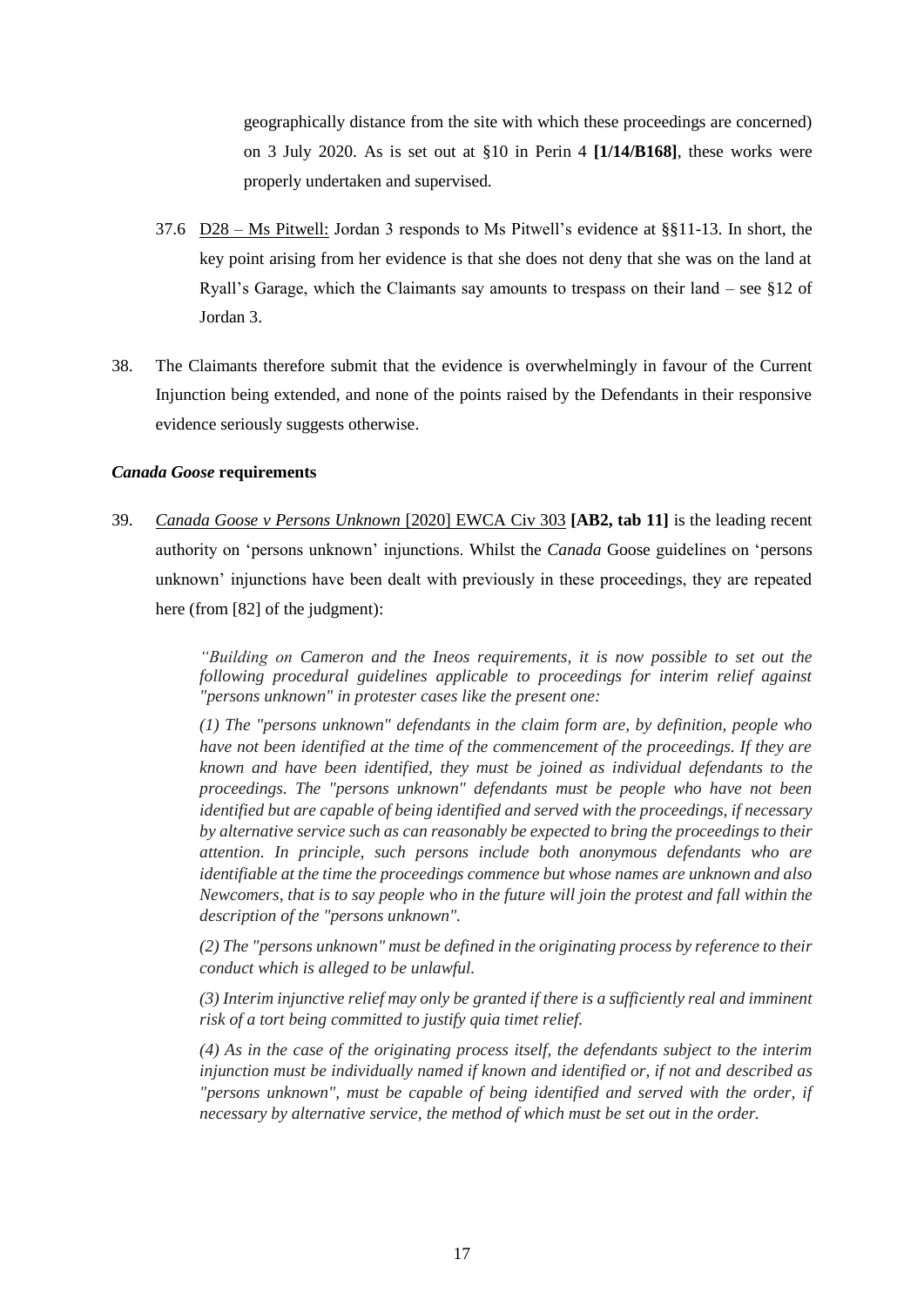geographically distance from the site with which these proceedings are concerned) on 3 July 2020. As is set out at §10 in Perin 4 **[1/14/B168]**, these works were properly undertaken and supervised.

37.6 D28 – Ms Pitwell: Jordan 3 responds to Ms Pitwell's evidence at §§11-13. In short, the key point arising from her evidence is that she does not deny that she was on the land at Ryall's Garage, which the Claimants say amounts to trespass on their land – see §12 of Jordan 3.

38. The Claimants therefore submit that the evidence is overwhelmingly in favour of the Current Injunction being extended, and none of the points raised by the Defendants in their responsive evidence seriously suggests otherwise.

### *Canada Goose* requirements

39. *Canada Goose v Persons Unknown* [2020] EWCA Civ 303 **[AB2, tab 11]** is the leading recent authority on 'persons unknown' injunctions. Whilst the *Canada* Goose guidelines on 'persons unknown' injunctions have been dealt with previously in these proceedings, they are repeated here (from [82] of the judgment):

> *"Building on Cameron and the Ineos requirements, it is now possible to set out the following procedural guidelines applicable to proceedings for interim relief against "persons unknown" in protester cases like the present one:*
>
> *(1) The "persons unknown" defendants in the claim form are, by definition, people who have not been identified at the time of the commencement of the proceedings. If they are known and have been identified, they must be joined as individual defendants to the proceedings. The "persons unknown" defendants must be people who have not been identified but are capable of being identified and served with the proceedings, if necessary by alternative service such as can reasonably be expected to bring the proceedings to their attention. In principle, such persons include both anonymous defendants who are identifiable at the time the proceedings commence but whose names are unknown and also Newcomers, that is to say people who in the future will join the protest and fall within the description of the "persons unknown".*
>
> *(2) The "persons unknown" must be defined in the originating process by reference to their conduct which is alleged to be unlawful.*
>
> *(3) Interim injunctive relief may only be granted if there is a sufficiently real and imminent risk of a tort being committed to justify quia timet relief.*
>
> *(4) As in the case of the originating process itself, the defendants subject to the interim injunction must be individually named if known and identified or, if not and described as "persons unknown", must be capable of being identified and served with the order, if necessary by alternative service, the method of which must be set out in the order.*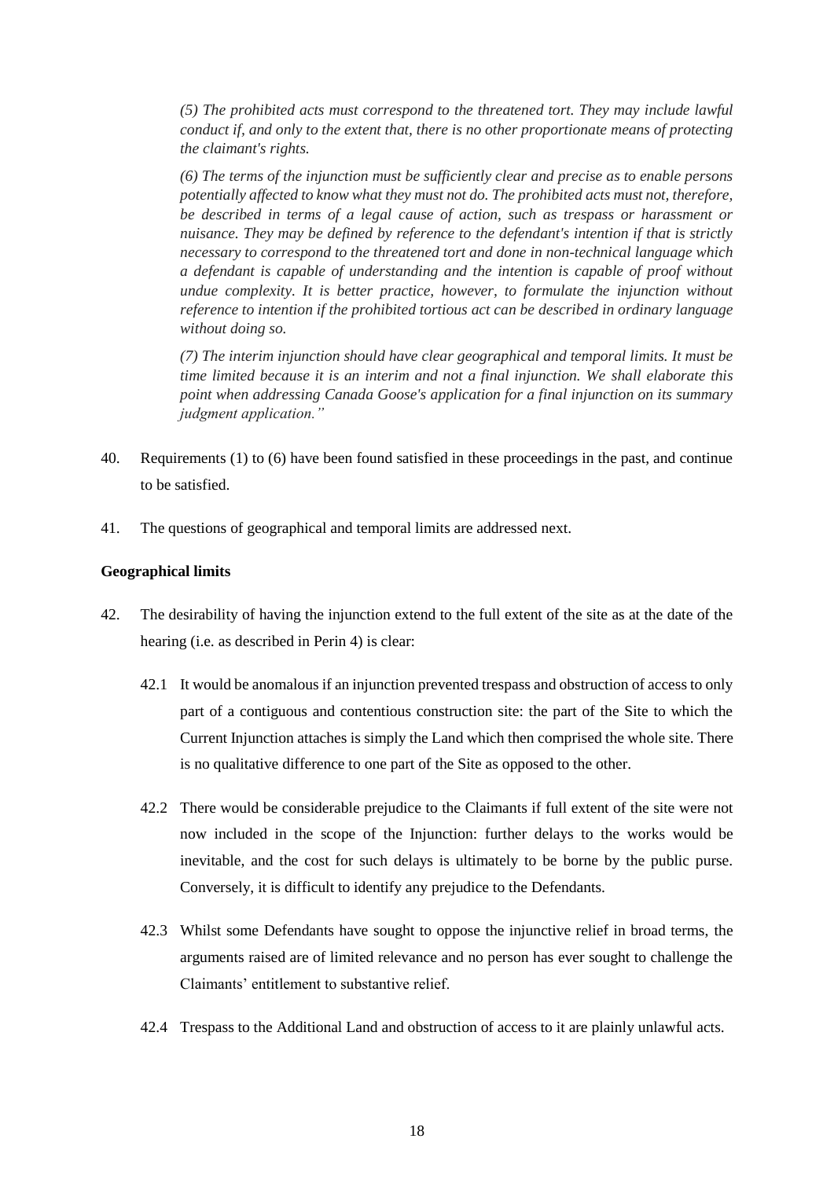*(5) The prohibited acts must correspond to the threatened tort. They may include lawful conduct if, and only to the extent that, there is no other proportionate means of protecting the claimant's rights.*

*(6) The terms of the injunction must be sufficiently clear and precise as to enable persons potentially affected to know what they must not do. The prohibited acts must not, therefore, be described in terms of a legal cause of action, such as trespass or harassment or nuisance. They may be defined by reference to the defendant's intention if that is strictly necessary to correspond to the threatened tort and done in non-technical language which a defendant is capable of understanding and the intention is capable of proof without undue complexity. It is better practice, however, to formulate the injunction without reference to intention if the prohibited tortious act can be described in ordinary language without doing so.*

*(7) The interim injunction should have clear geographical and temporal limits. It must be time limited because it is an interim and not a final injunction. We shall elaborate this point when addressing Canada Goose's application for a final injunction on its summary judgment application."*

40. Requirements (1) to (6) have been found satisfied in these proceedings in the past, and continue to be satisfied.

41. The questions of geographical and temporal limits are addressed next.

**Geographical limits**

42. The desirability of having the injunction extend to the full extent of the site as at the date of the hearing (i.e. as described in Perin 4) is clear:

    42.1 It would be anomalous if an injunction prevented trespass and obstruction of access to only part of a contiguous and contentious construction site: the part of the Site to which the Current Injunction attaches is simply the Land which then comprised the whole site. There is no qualitative difference to one part of the Site as opposed to the other.

    42.2 There would be considerable prejudice to the Claimants if full extent of the site were not now included in the scope of the Injunction: further delays to the works would be inevitable, and the cost for such delays is ultimately to be borne by the public purse. Conversely, it is difficult to identify any prejudice to the Defendants.

    42.3 Whilst some Defendants have sought to oppose the injunctive relief in broad terms, the arguments raised are of limited relevance and no person has ever sought to challenge the Claimants' entitlement to substantive relief.

    42.4 Trespass to the Additional Land and obstruction of access to it are plainly unlawful acts.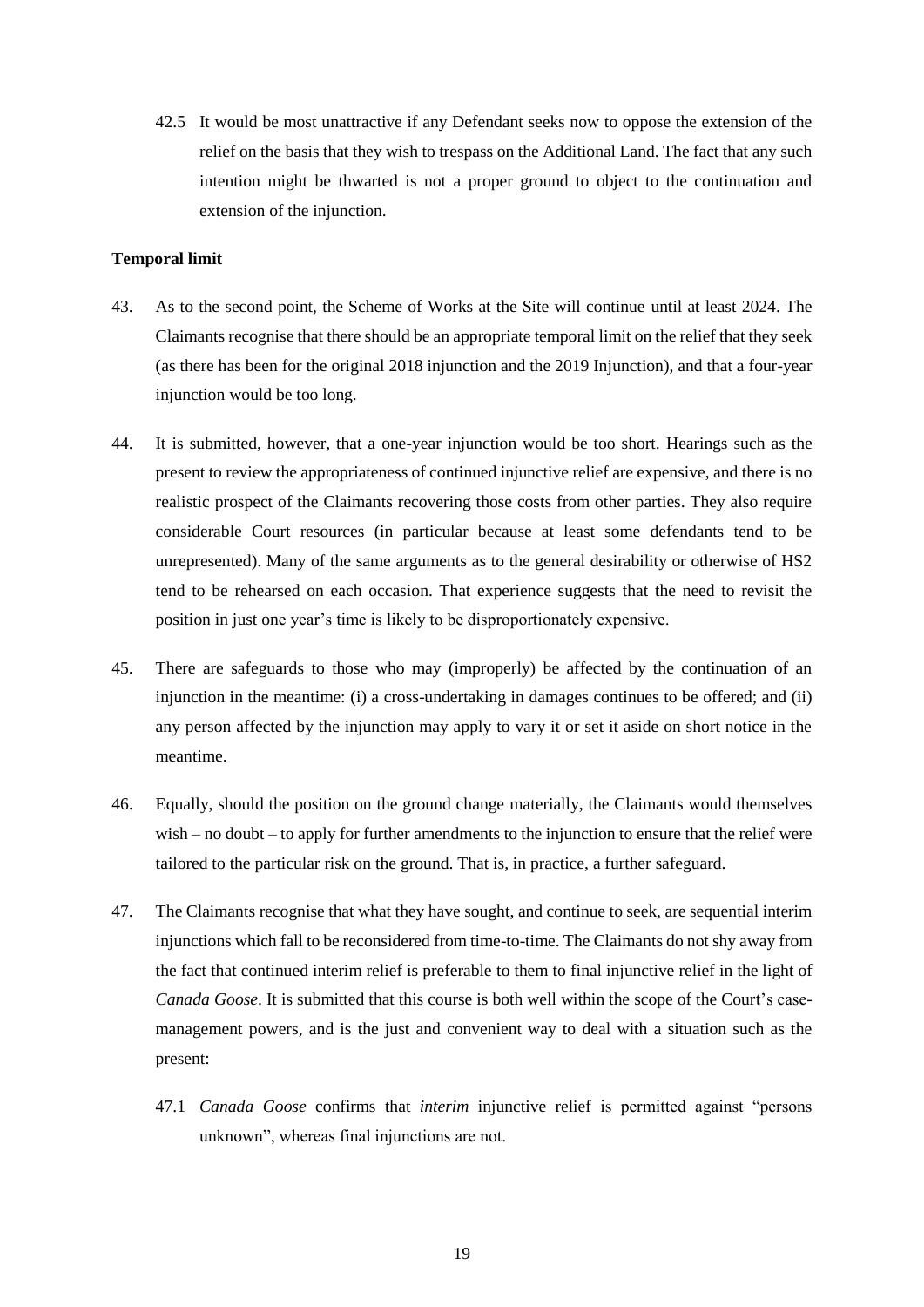42.5 It would be most unattractive if any Defendant seeks now to oppose the extension of the relief on the basis that they wish to trespass on the Additional Land. The fact that any such intention might be thwarted is not a proper ground to object to the continuation and extension of the injunction.

**Temporal limit**

43. As to the second point, the Scheme of Works at the Site will continue until at least 2024. The Claimants recognise that there should be an appropriate temporal limit on the relief that they seek (as there has been for the original 2018 injunction and the 2019 Injunction), and that a four-year injunction would be too long.

44. It is submitted, however, that a one-year injunction would be too short. Hearings such as the present to review the appropriateness of continued injunctive relief are expensive, and there is no realistic prospect of the Claimants recovering those costs from other parties. They also require considerable Court resources (in particular because at least some defendants tend to be unrepresented). Many of the same arguments as to the general desirability or otherwise of HS2 tend to be rehearsed on each occasion. That experience suggests that the need to revisit the position in just one year's time is likely to be disproportionately expensive.

45. There are safeguards to those who may (improperly) be affected by the continuation of an injunction in the meantime: (i) a cross-undertaking in damages continues to be offered; and (ii) any person affected by the injunction may apply to vary it or set it aside on short notice in the meantime.

46. Equally, should the position on the ground change materially, the Claimants would themselves wish – no doubt – to apply for further amendments to the injunction to ensure that the relief were tailored to the particular risk on the ground. That is, in practice, a further safeguard.

47. The Claimants recognise that what they have sought, and continue to seek, are sequential interim injunctions which fall to be reconsidered from time-to-time. The Claimants do not shy away from the fact that continued interim relief is preferable to them to final injunctive relief in the light of *Canada Goose*. It is submitted that this course is both well within the scope of the Court's case-management powers, and is the just and convenient way to deal with a situation such as the present:

47.1 *Canada Goose* confirms that *interim* injunctive relief is permitted against "persons unknown", whereas final injunctions are not.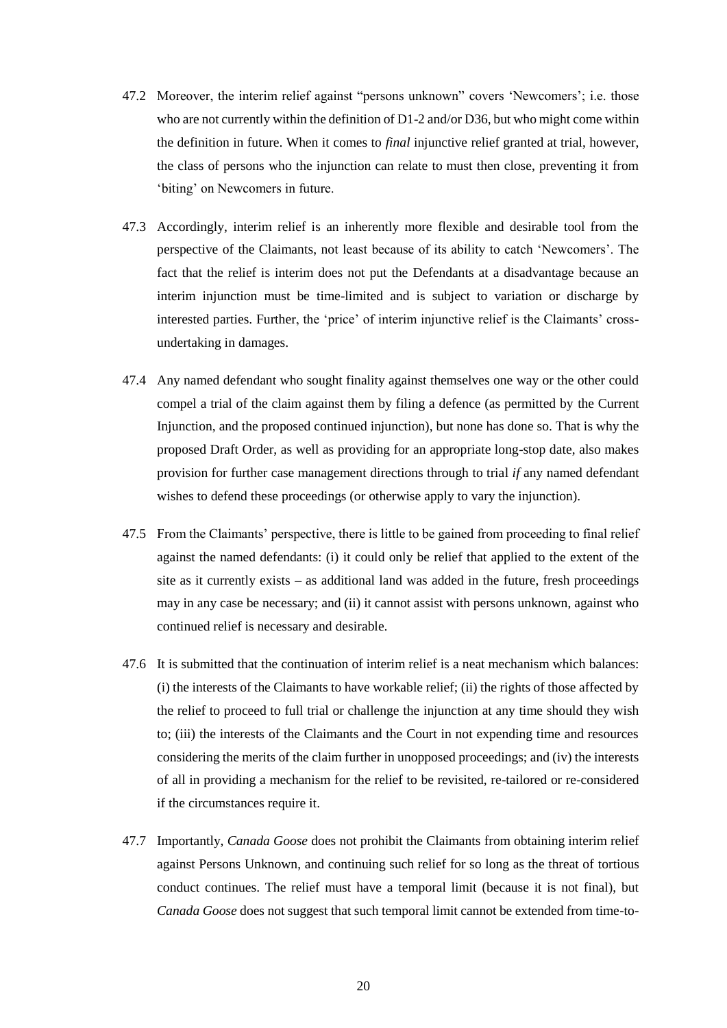47.2 Moreover, the interim relief against "persons unknown" covers 'Newcomers'; i.e. those who are not currently within the definition of D1-2 and/or D36, but who might come within the definition in future. When it comes to *final* injunctive relief granted at trial, however, the class of persons who the injunction can relate to must then close, preventing it from 'biting' on Newcomers in future.

47.3 Accordingly, interim relief is an inherently more flexible and desirable tool from the perspective of the Claimants, not least because of its ability to catch 'Newcomers'. The fact that the relief is interim does not put the Defendants at a disadvantage because an interim injunction must be time-limited and is subject to variation or discharge by interested parties. Further, the 'price' of interim injunctive relief is the Claimants' cross-undertaking in damages.

47.4 Any named defendant who sought finality against themselves one way or the other could compel a trial of the claim against them by filing a defence (as permitted by the Current Injunction, and the proposed continued injunction), but none has done so. That is why the proposed Draft Order, as well as providing for an appropriate long-stop date, also makes provision for further case management directions through to trial *if* any named defendant wishes to defend these proceedings (or otherwise apply to vary the injunction).

47.5 From the Claimants' perspective, there is little to be gained from proceeding to final relief against the named defendants: (i) it could only be relief that applied to the extent of the site as it currently exists – as additional land was added in the future, fresh proceedings may in any case be necessary; and (ii) it cannot assist with persons unknown, against who continued relief is necessary and desirable.

47.6 It is submitted that the continuation of interim relief is a neat mechanism which balances: (i) the interests of the Claimants to have workable relief; (ii) the rights of those affected by the relief to proceed to full trial or challenge the injunction at any time should they wish to; (iii) the interests of the Claimants and the Court in not expending time and resources considering the merits of the claim further in unopposed proceedings; and (iv) the interests of all in providing a mechanism for the relief to be revisited, re-tailored or re-considered if the circumstances require it.

47.7 Importantly, *Canada Goose* does not prohibit the Claimants from obtaining interim relief against Persons Unknown, and continuing such relief for so long as the threat of tortious conduct continues. The relief must have a temporal limit (because it is not final), but *Canada Goose* does not suggest that such temporal limit cannot be extended from time-to-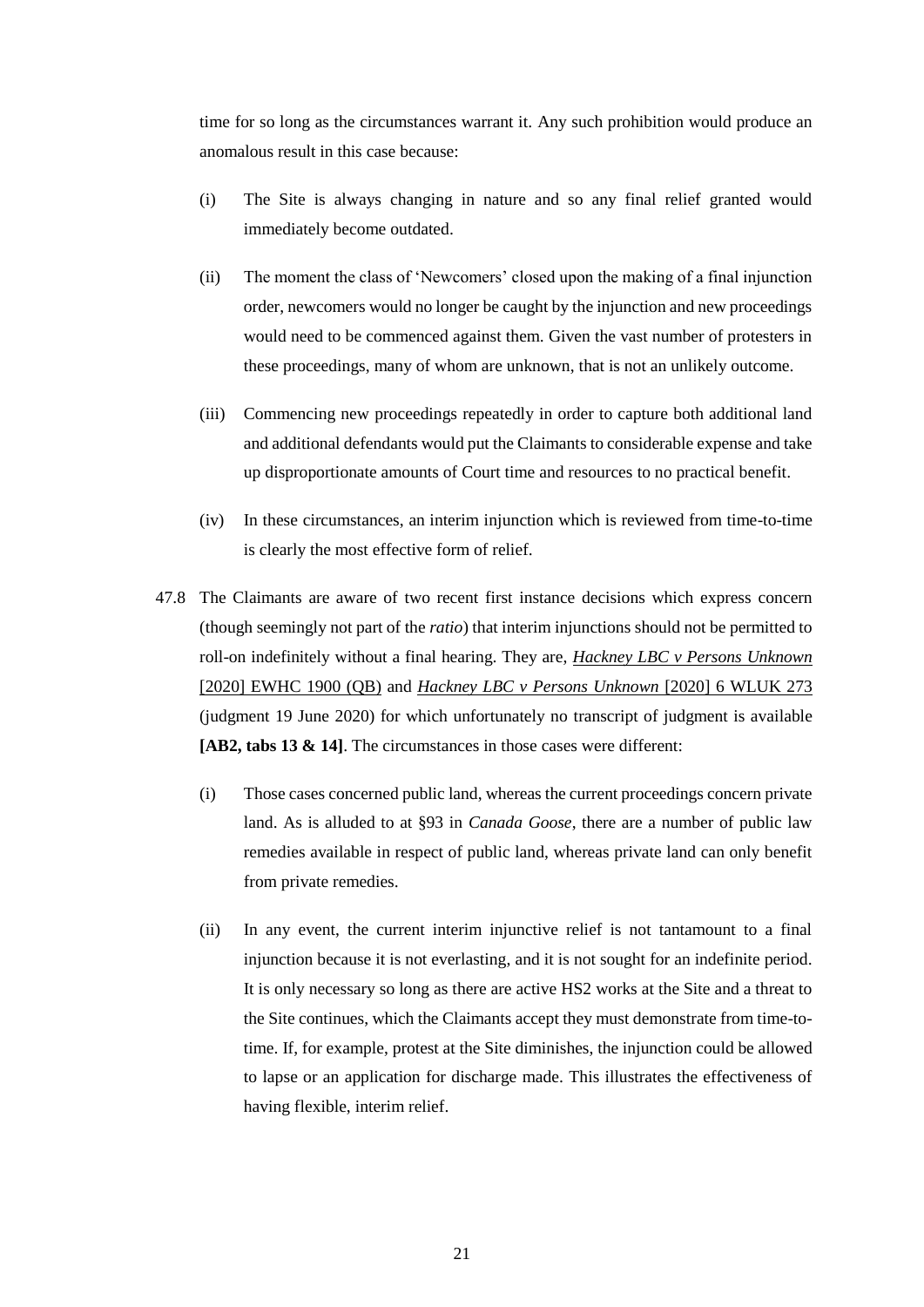time for so long as the circumstances warrant it. Any such prohibition would produce an anomalous result in this case because:

(i) The Site is always changing in nature and so any final relief granted would immediately become outdated.

(ii) The moment the class of 'Newcomers' closed upon the making of a final injunction order, newcomers would no longer be caught by the injunction and new proceedings would need to be commenced against them. Given the vast number of protesters in these proceedings, many of whom are unknown, that is not an unlikely outcome.

(iii) Commencing new proceedings repeatedly in order to capture both additional land and additional defendants would put the Claimants to considerable expense and take up disproportionate amounts of Court time and resources to no practical benefit.

(iv) In these circumstances, an interim injunction which is reviewed from time-to-time is clearly the most effective form of relief.

47.8 The Claimants are aware of two recent first instance decisions which express concern (though seemingly not part of the *ratio*) that interim injunctions should not be permitted to roll-on indefinitely without a final hearing. They are, *Hackney LBC v Persons Unknown* [2020] EWHC 1900 (QB) and *Hackney LBC v Persons Unknown* [2020] 6 WLUK 273 (judgment 19 June 2020) for which unfortunately no transcript of judgment is available **[AB2, tabs 13 & 14]**. The circumstances in those cases were different:

(i) Those cases concerned public land, whereas the current proceedings concern private land. As is alluded to at §93 in *Canada Goose*, there are a number of public law remedies available in respect of public land, whereas private land can only benefit from private remedies.

(ii) In any event, the current interim injunctive relief is not tantamount to a final injunction because it is not everlasting, and it is not sought for an indefinite period. It is only necessary so long as there are active HS2 works at the Site and a threat to the Site continues, which the Claimants accept they must demonstrate from time-to-time. If, for example, protest at the Site diminishes, the injunction could be allowed to lapse or an application for discharge made. This illustrates the effectiveness of having flexible, interim relief.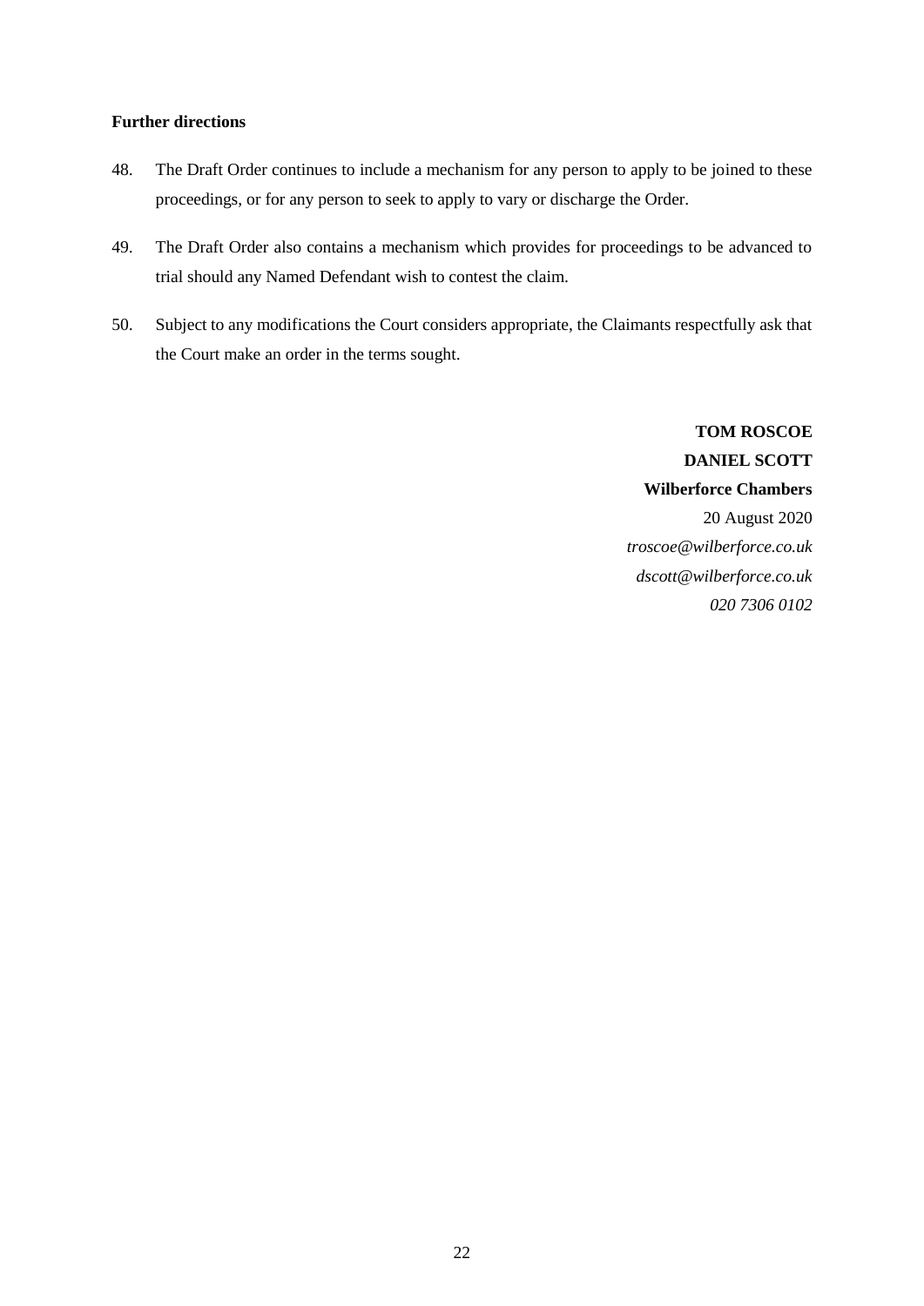**Further directions**

48. The Draft Order continues to include a mechanism for any person to apply to be joined to these proceedings, or for any person to seek to apply to vary or discharge the Order.

49. The Draft Order also contains a mechanism which provides for proceedings to be advanced to trial should any Named Defendant wish to contest the claim.

50. Subject to any modifications the Court considers appropriate, the Claimants respectfully ask that the Court make an order in the terms sought.

**TOM ROSCOE**
**DANIEL SCOTT**
**Wilberforce Chambers**
20 August 2020
*troscoe@wilberforce.co.uk*
*dscott@wilberforce.co.uk*
*020 7306 0102*